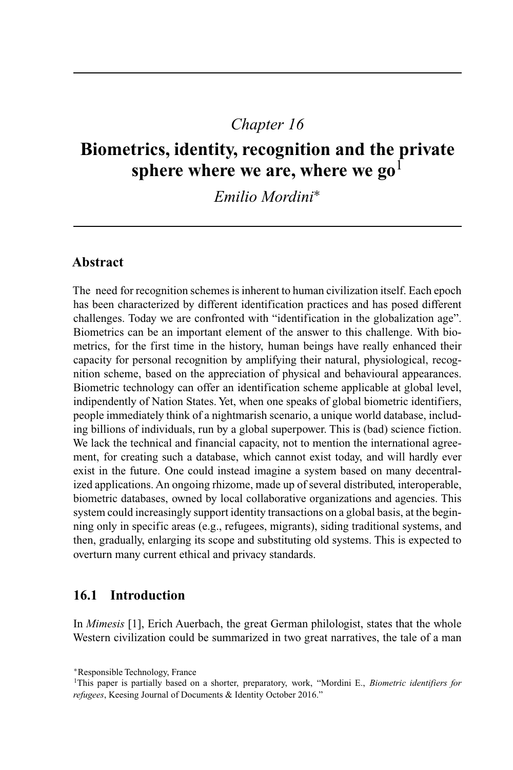*Chapter 16*

# Biometrics, identity, recognition and the private sphere where we are, where we go[1]

*Emilio Mordini**

## Abstract

The need for recognition schemes is inherent to human civilization itself. Each epoch has been characterized by different identification practices and has posed different challenges. Today we are confronted with "identification in the globalization age". Biometrics can be an important element of the answer to this challenge. With biometrics, for the first time in the history, human beings have really enhanced their capacity for personal recognition by amplifying their natural, physiological, recognition scheme, based on the appreciation of physical and behavioural appearances. Biometric technology can offer an identification scheme applicable at global level, indipendently of Nation States. Yet, when one speaks of global biometric identifiers, people immediately think of a nightmarish scenario, a unique world database, including billions of individuals, run by a global superpower. This is (bad) science fiction. We lack the technical and financial capacity, not to mention the international agreement, for creating such a database, which cannot exist today, and will hardly ever exist in the future. One could instead imagine a system based on many decentralized applications. An ongoing rhizome, made up of several distributed, interoperable, biometric databases, owned by local collaborative organizations and agencies. This system could increasingly support identity transactions on a global basis, at the beginning only in specific areas (e.g., refugees, migrants), siding traditional systems, and then, gradually, enlarging its scope and substituting old systems. This is expected to overturn many current ethical and privacy standards.

## 16.1 Introduction

In *Mimesis* [1], Erich Auerbach, the great German philologist, states that the whole Western civilization could be summarized in two great narratives, the tale of a man

*Responsible Technology, France

[1]This paper is partially based on a shorter, preparatory, work, "Mordini E., *Biometric identifiers for refugees*, Keesing Journal of Documents & Identity October 2016."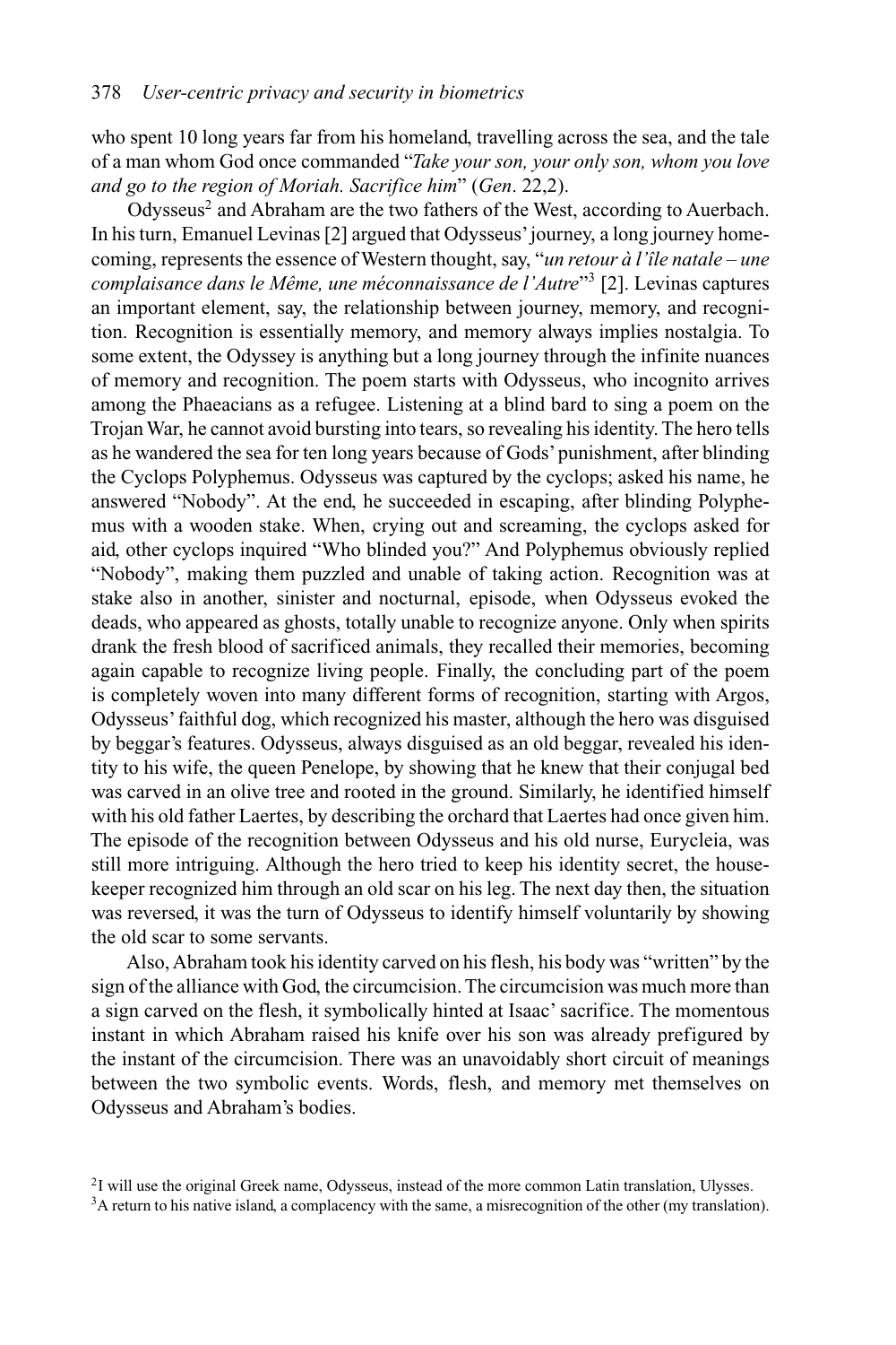who spent 10 long years far from his homeland, travelling across the sea, and the tale of a man whom God once commanded "*Take your son, your only son, whom you love and go to the region of Moriah. Sacrifice him*" (*Gen*. 22,2).

Odysseus[2] and Abraham are the two fathers of the West, according to Auerbach. In his turn, Emanuel Levinas [2] argued that Odysseus' journey, a long journey homecoming, represents the essence of Western thought, say, "*un retour à l'île natale – une complaisance dans le Même, une méconnaissance de l'Autre*"[3] [2]. Levinas captures an important element, say, the relationship between journey, memory, and recognition. Recognition is essentially memory, and memory always implies nostalgia. To some extent, the Odyssey is anything but a long journey through the infinite nuances of memory and recognition. The poem starts with Odysseus, who incognito arrives among the Phaeacians as a refugee. Listening at a blind bard to sing a poem on the Trojan War, he cannot avoid bursting into tears, so revealing his identity. The hero tells as he wandered the sea for ten long years because of Gods' punishment, after blinding the Cyclops Polyphemus. Odysseus was captured by the cyclops; asked his name, he answered "Nobody". At the end, he succeeded in escaping, after blinding Polyphemus with a wooden stake. When, crying out and screaming, the cyclops asked for aid, other cyclops inquired "Who blinded you?" And Polyphemus obviously replied "Nobody", making them puzzled and unable of taking action. Recognition was at stake also in another, sinister and nocturnal, episode, when Odysseus evoked the deads, who appeared as ghosts, totally unable to recognize anyone. Only when spirits drank the fresh blood of sacrificed animals, they recalled their memories, becoming again capable to recognize living people. Finally, the concluding part of the poem is completely woven into many different forms of recognition, starting with Argos, Odysseus' faithful dog, which recognized his master, although the hero was disguised by beggar's features. Odysseus, always disguised as an old beggar, revealed his identity to his wife, the queen Penelope, by showing that he knew that their conjugal bed was carved in an olive tree and rooted in the ground. Similarly, he identified himself with his old father Laertes, by describing the orchard that Laertes had once given him. The episode of the recognition between Odysseus and his old nurse, Eurycleia, was still more intriguing. Although the hero tried to keep his identity secret, the housekeeper recognized him through an old scar on his leg. The next day then, the situation was reversed, it was the turn of Odysseus to identify himself voluntarily by showing the old scar to some servants.

Also, Abraham took his identity carved on his flesh, his body was "written" by the sign of the alliance with God, the circumcision. The circumcision was much more than a sign carved on the flesh, it symbolically hinted at Isaac' sacrifice. The momentous instant in which Abraham raised his knife over his son was already prefigured by the instant of the circumcision. There was an unavoidably short circuit of meanings between the two symbolic events. Words, flesh, and memory met themselves on Odysseus and Abraham's bodies.

[2] I will use the original Greek name, Odysseus, instead of the more common Latin translation, Ulysses.

[3] A return to his native island, a complacency with the same, a misrecognition of the other (my translation).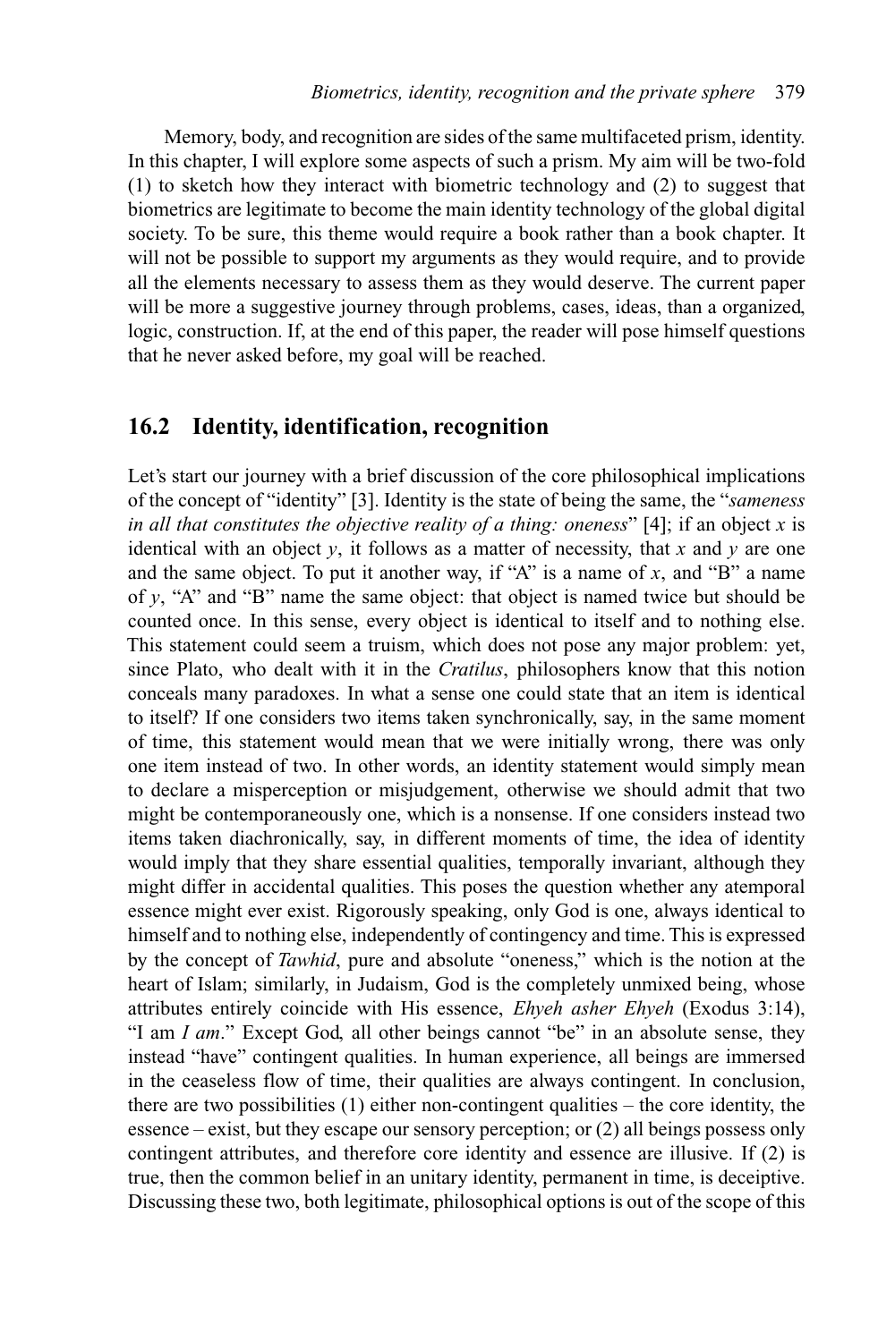Memory, body, and recognition are sides of the same multifaceted prism, identity. In this chapter, I will explore some aspects of such a prism. My aim will be two-fold (1) to sketch how they interact with biometric technology and (2) to suggest that biometrics are legitimate to become the main identity technology of the global digital society. To be sure, this theme would require a book rather than a book chapter. It will not be possible to support my arguments as they would require, and to provide all the elements necessary to assess them as they would deserve. The current paper will be more a suggestive journey through problems, cases, ideas, than a organized, logic, construction. If, at the end of this paper, the reader will pose himself questions that he never asked before, my goal will be reached.

## 16.2 Identity, identification, recognition

Let's start our journey with a brief discussion of the core philosophical implications of the concept of "identity" [3]. Identity is the state of being the same, the "*sameness in all that constitutes the objective reality of a thing: oneness*" [4]; if an object $x$ is identical with an object $y$, it follows as a matter of necessity, that $x$ and $y$ are one and the same object. To put it another way, if "A" is a name of $x$, and "B" a name of $y$, "A" and "B" name the same object: that object is named twice but should be counted once. In this sense, every object is identical to itself and to nothing else. This statement could seem a truism, which does not pose any major problem: yet, since Plato, who dealt with it in the *Cratilus*, philosophers know that this notion conceals many paradoxes. In what a sense one could state that an item is identical to itself? If one considers two items taken synchronically, say, in the same moment of time, this statement would mean that we were initially wrong, there was only one item instead of two. In other words, an identity statement would simply mean to declare a misperception or misjudgement, otherwise we should admit that two might be contemporaneously one, which is a nonsense. If one considers instead two items taken diachronically, say, in different moments of time, the idea of identity would imply that they share essential qualities, temporally invariant, although they might differ in accidental qualities. This poses the question whether any atemporal essence might ever exist. Rigorously speaking, only God is one, always identical to himself and to nothing else, independently of contingency and time. This is expressed by the concept of *Tawhid*, pure and absolute "oneness," which is the notion at the heart of Islam; similarly, in Judaism, God is the completely unmixed being, whose attributes entirely coincide with His essence, *Ehyeh asher Ehyeh* (Exodus 3:14), "I am *I am*." Except God, all other beings cannot "be" in an absolute sense, they instead "have" contingent qualities. In human experience, all beings are immersed in the ceaseless flow of time, their qualities are always contingent. In conclusion, there are two possibilities (1) either non-contingent qualities – the core identity, the essence – exist, but they escape our sensory perception; or (2) all beings possess only contingent attributes, and therefore core identity and essence are illusive. If (2) is true, then the common belief in an unitary identity, permanent in time, is deceptive. Discussing these two, both legitimate, philosophical options is out of the scope of this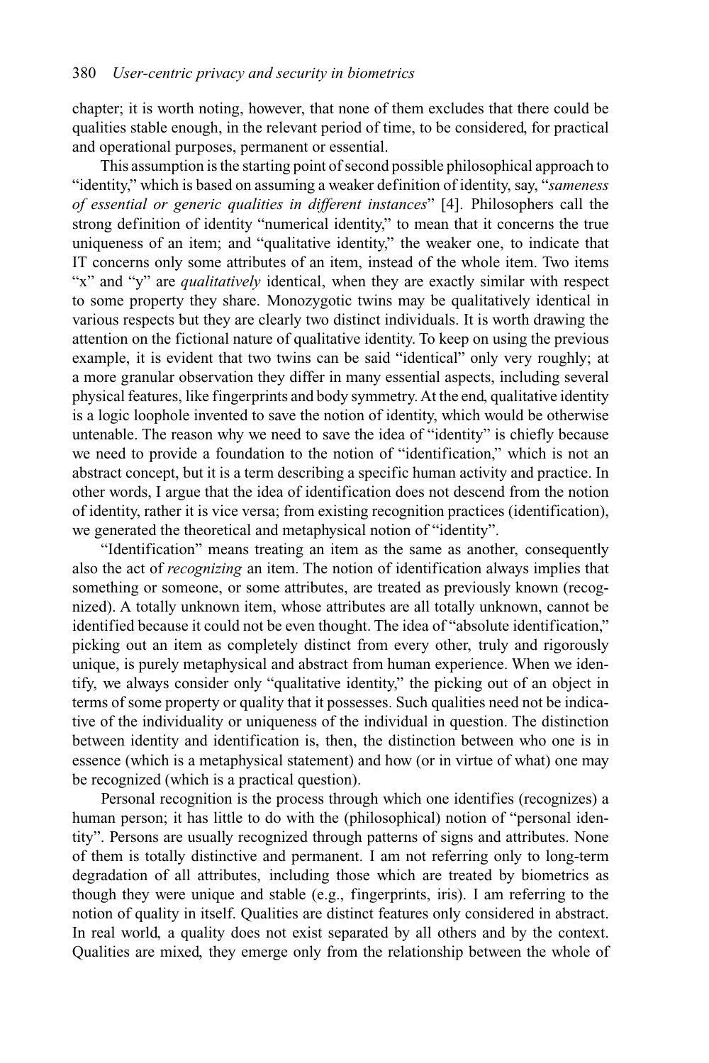chapter; it is worth noting, however, that none of them excludes that there could be qualities stable enough, in the relevant period of time, to be considered, for practical and operational purposes, permanent or essential.

This assumption is the starting point of second possible philosophical approach to "identity," which is based on assuming a weaker definition of identity, say, "*sameness of essential or generic qualities in different instances*" [4]. Philosophers call the strong definition of identity "numerical identity," to mean that it concerns the true uniqueness of an item; and "qualitative identity," the weaker one, to indicate that IT concerns only some attributes of an item, instead of the whole item. Two items "x" and "y" are *qualitatively* identical, when they are exactly similar with respect to some property they share. Monozygotic twins may be qualitatively identical in various respects but they are clearly two distinct individuals. It is worth drawing the attention on the fictional nature of qualitative identity. To keep on using the previous example, it is evident that two twins can be said "identical" only very roughly; at a more granular observation they differ in many essential aspects, including several physical features, like fingerprints and body symmetry. At the end, qualitative identity is a logic loophole invented to save the notion of identity, which would be otherwise untenable. The reason why we need to save the idea of "identity" is chiefly because we need to provide a foundation to the notion of "identification," which is not an abstract concept, but it is a term describing a specific human activity and practice. In other words, I argue that the idea of identification does not descend from the notion of identity, rather it is vice versa; from existing recognition practices (identification), we generated the theoretical and metaphysical notion of "identity".

"Identification" means treating an item as the same as another, consequently also the act of *recognizing* an item. The notion of identification always implies that something or someone, or some attributes, are treated as previously known (recognized). A totally unknown item, whose attributes are all totally unknown, cannot be identified because it could not be even thought. The idea of "absolute identification," picking out an item as completely distinct from every other, truly and rigorously unique, is purely metaphysical and abstract from human experience. When we identify, we always consider only "qualitative identity," the picking out of an object in terms of some property or quality that it possesses. Such qualities need not be indicative of the individuality or uniqueness of the individual in question. The distinction between identity and identification is, then, the distinction between who one is in essence (which is a metaphysical statement) and how (or in virtue of what) one may be recognized (which is a practical question).

Personal recognition is the process through which one identifies (recognizes) a human person; it has little to do with the (philosophical) notion of "personal identity". Persons are usually recognized through patterns of signs and attributes. None of them is totally distinctive and permanent. I am not referring only to long-term degradation of all attributes, including those which are treated by biometrics as though they were unique and stable (e.g., fingerprints, iris). I am referring to the notion of quality in itself. Qualities are distinct features only considered in abstract. In real world, a quality does not exist separated by all others and by the context. Qualities are mixed, they emerge only from the relationship between the whole of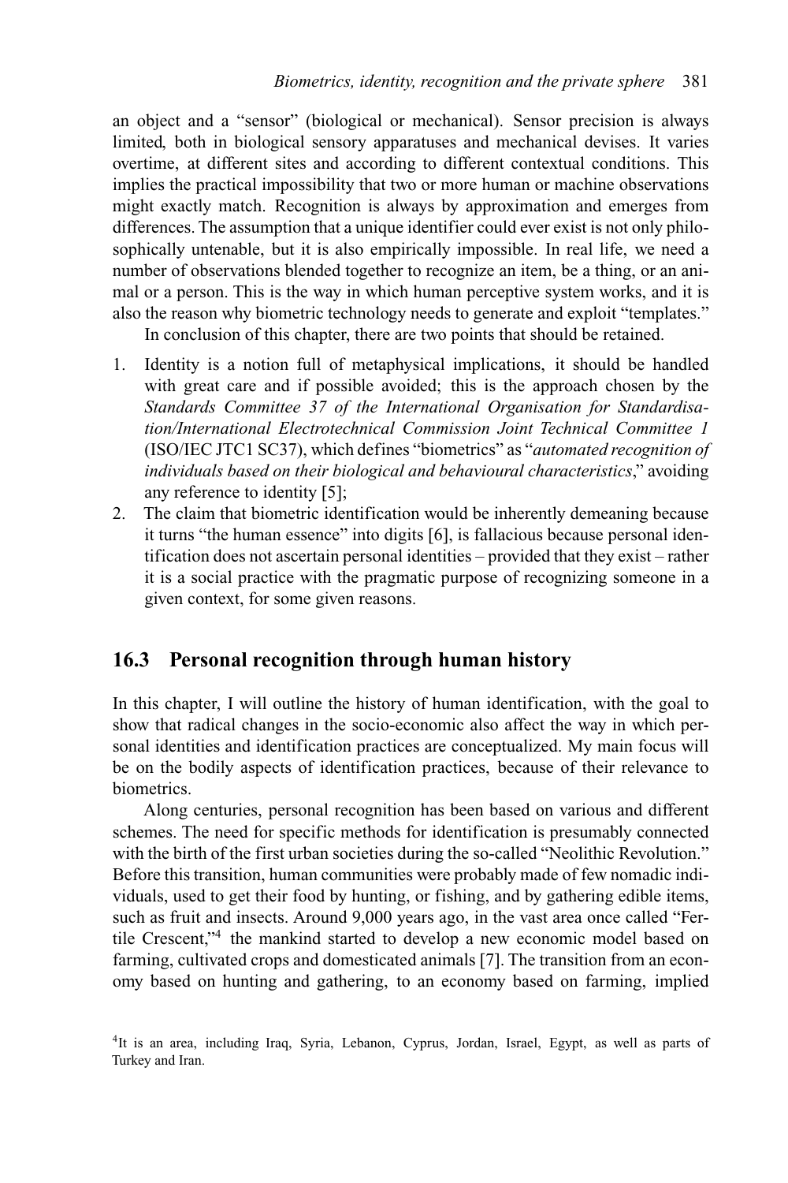an object and a "sensor" (biological or mechanical). Sensor precision is always limited, both in biological sensory apparatuses and mechanical devises. It varies overtime, at different sites and according to different contextual conditions. This implies the practical impossibility that two or more human or machine observations might exactly match. Recognition is always by approximation and emerges from differences. The assumption that a unique identifier could ever exist is not only philosophically untenable, but it is also empirically impossible. In real life, we need a number of observations blended together to recognize an item, be a thing, or an animal or a person. This is the way in which human perceptive system works, and it is also the reason why biometric technology needs to generate and exploit "templates."

In conclusion of this chapter, there are two points that should be retained.

1. Identity is a notion full of metaphysical implications, it should be handled with great care and if possible avoided; this is the approach chosen by the *Standards Committee 37 of the International Organisation for Standardisation/International Electrotechnical Commission Joint Technical Committee 1* (ISO/IEC JTC1 SC37), which defines "biometrics" as "*automated recognition of individuals based on their biological and behavioural characteristics*," avoiding any reference to identity [5];
2. The claim that biometric identification would be inherently demeaning because it turns "the human essence" into digits [6], is fallacious because personal identification does not ascertain personal identities – provided that they exist – rather it is a social practice with the pragmatic purpose of recognizing someone in a given context, for some given reasons.

## 16.3 Personal recognition through human history

In this chapter, I will outline the history of human identification, with the goal to show that radical changes in the socio-economic also affect the way in which personal identities and identification practices are conceptualized. My main focus will be on the bodily aspects of identification practices, because of their relevance to biometrics.

Along centuries, personal recognition has been based on various and different schemes. The need for specific methods for identification is presumably connected with the birth of the first urban societies during the so-called "Neolithic Revolution." Before this transition, human communities were probably made of few nomadic individuals, used to get their food by hunting, or fishing, and by gathering edible items, such as fruit and insects. Around 9,000 years ago, in the vast area once called "Fertile Crescent,"[4] the mankind started to develop a new economic model based on farming, cultivated crops and domesticated animals [7]. The transition from an economy based on hunting and gathering, to an economy based on farming, implied

[4] It is an area, including Iraq, Syria, Lebanon, Cyprus, Jordan, Israel, Egypt, as well as parts of Turkey and Iran.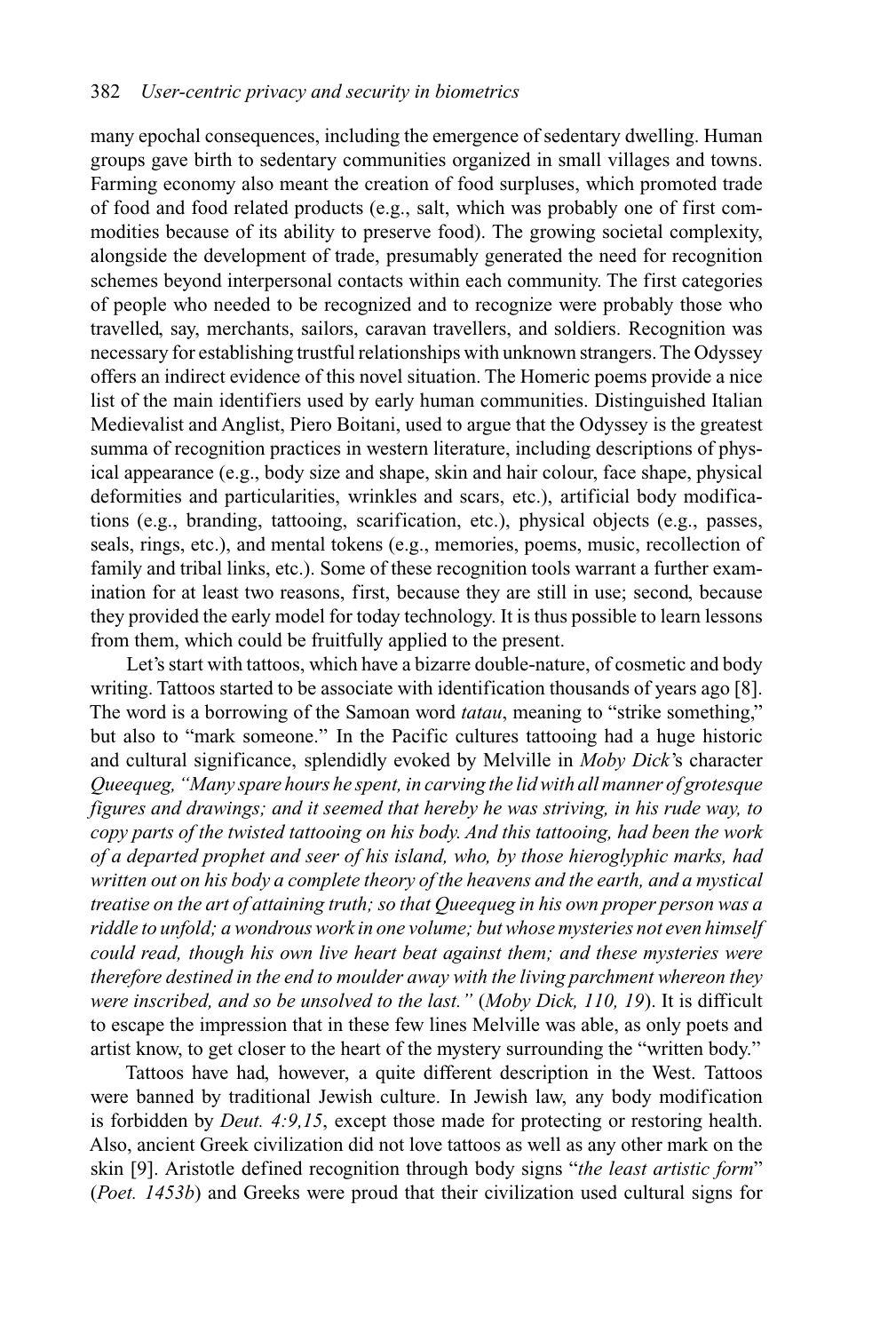many epochal consequences, including the emergence of sedentary dwelling. Human groups gave birth to sedentary communities organized in small villages and towns. Farming economy also meant the creation of food surpluses, which promoted trade of food and food related products (e.g., salt, which was probably one of first commodities because of its ability to preserve food). The growing societal complexity, alongside the development of trade, presumably generated the need for recognition schemes beyond interpersonal contacts within each community. The first categories of people who needed to be recognized and to recognize were probably those who travelled, say, merchants, sailors, caravan travellers, and soldiers. Recognition was necessary for establishing trustful relationships with unknown strangers. The Odyssey offers an indirect evidence of this novel situation. The Homeric poems provide a nice list of the main identifiers used by early human communities. Distinguished Italian Medievalist and Anglist, Piero Boitani, used to argue that the Odyssey is the greatest summa of recognition practices in western literature, including descriptions of physical appearance (e.g., body size and shape, skin and hair colour, face shape, physical deformities and particularities, wrinkles and scars, etc.), artificial body modifications (e.g., branding, tattooing, scarification, etc.), physical objects (e.g., passes, seals, rings, etc.), and mental tokens (e.g., memories, poems, music, recollection of family and tribal links, etc.). Some of these recognition tools warrant a further examination for at least two reasons, first, because they are still in use; second, because they provided the early model for today technology. It is thus possible to learn lessons from them, which could be fruitfully applied to the present.

Let's start with tattoos, which have a bizarre double-nature, of cosmetic and body writing. Tattoos started to be associate with identification thousands of years ago [8]. The word is a borrowing of the Samoan word *tatau*, meaning to "strike something," but also to "mark someone." In the Pacific cultures tattooing had a huge historic and cultural significance, splendidly evoked by Melville in *Moby Dick*'s character *Queequeg, "Many spare hours he spent, in carving the lid with all manner of grotesque figures and drawings; and it seemed that hereby he was striving, in his rude way, to copy parts of the twisted tattooing on his body. And this tattooing, had been the work of a departed prophet and seer of his island, who, by those hieroglyphic marks, had written out on his body a complete theory of the heavens and the earth, and a mystical treatise on the art of attaining truth; so that Queequeg in his own proper person was a riddle to unfold; a wondrous work in one volume; but whose mysteries not even himself could read, though his own live heart beat against them; and these mysteries were therefore destined in the end to moulder away with the living parchment whereon they were inscribed, and so be unsolved to the last."* (*Moby Dick, 110, 19*). It is difficult to escape the impression that in these few lines Melville was able, as only poets and artist know, to get closer to the heart of the mystery surrounding the "written body."

Tattoos have had, however, a quite different description in the West. Tattoos were banned by traditional Jewish culture. In Jewish law, any body modification is forbidden by *Deut. 4:9,15*, except those made for protecting or restoring health. Also, ancient Greek civilization did not love tattoos as well as any other mark on the skin [9]. Aristotle defined recognition through body signs "*the least artistic form*" (*Poet. 1453b*) and Greeks were proud that their civilization used cultural signs for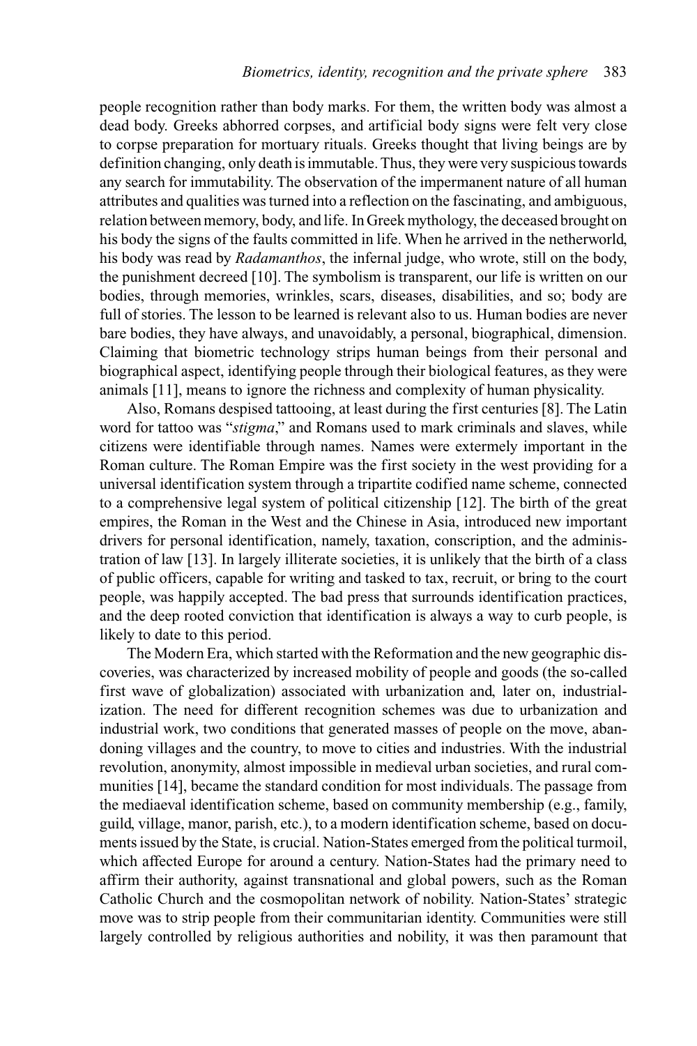people recognition rather than body marks. For them, the written body was almost a dead body. Greeks abhorred corpses, and artificial body signs were felt very close to corpse preparation for mortuary rituals. Greeks thought that living beings are by definition changing, only death is immutable. Thus, they were very suspicious towards any search for immutability. The observation of the impermanent nature of all human attributes and qualities was turned into a reflection on the fascinating, and ambiguous, relation between memory, body, and life. In Greek mythology, the deceased brought on his body the signs of the faults committed in life. When he arrived in the netherworld, his body was read by *Radamanthos*, the infernal judge, who wrote, still on the body, the punishment decreed [10]. The symbolism is transparent, our life is written on our bodies, through memories, wrinkles, scars, diseases, disabilities, and so; body are full of stories. The lesson to be learned is relevant also to us. Human bodies are never bare bodies, they have always, and unavoidably, a personal, biographical, dimension. Claiming that biometric technology strips human beings from their personal and biographical aspect, identifying people through their biological features, as they were animals [11], means to ignore the richness and complexity of human physicality.

Also, Romans despised tattooing, at least during the first centuries [8]. The Latin word for tattoo was "*stigma*," and Romans used to mark criminals and slaves, while citizens were identifiable through names. Names were extermely important in the Roman culture. The Roman Empire was the first society in the west providing for a universal identification system through a tripartite codified name scheme, connected to a comprehensive legal system of political citizenship [12]. The birth of the great empires, the Roman in the West and the Chinese in Asia, introduced new important drivers for personal identification, namely, taxation, conscription, and the administration of law [13]. In largely illiterate societies, it is unlikely that the birth of a class of public officers, capable for writing and tasked to tax, recruit, or bring to the court people, was happily accepted. The bad press that surrounds identification practices, and the deep rooted conviction that identification is always a way to curb people, is likely to date to this period.

The Modern Era, which started with the Reformation and the new geographic discoveries, was characterized by increased mobility of people and goods (the so-called first wave of globalization) associated with urbanization and, later on, industrialization. The need for different recognition schemes was due to urbanization and industrial work, two conditions that generated masses of people on the move, abandoning villages and the country, to move to cities and industries. With the industrial revolution, anonymity, almost impossible in medieval urban societies, and rural communities [14], became the standard condition for most individuals. The passage from the mediaeval identification scheme, based on community membership (e.g., family, guild, village, manor, parish, etc.), to a modern identification scheme, based on documents issued by the State, is crucial. Nation-States emerged from the political turmoil, which affected Europe for around a century. Nation-States had the primary need to affirm their authority, against transnational and global powers, such as the Roman Catholic Church and the cosmopolitan network of nobility. Nation-States' strategic move was to strip people from their communitarian identity. Communities were still largely controlled by religious authorities and nobility, it was then paramount that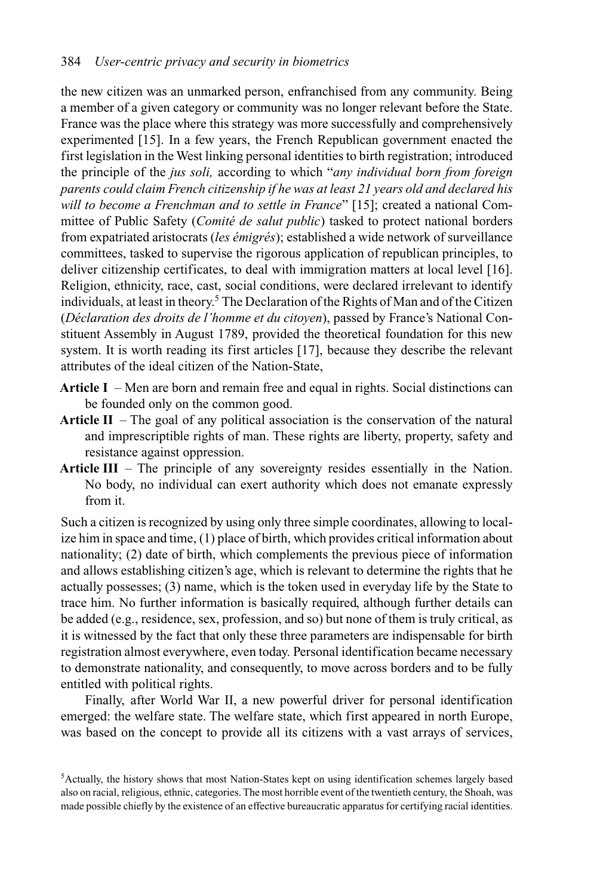the new citizen was an unmarked person, enfranchised from any community. Being a member of a given category or community was no longer relevant before the State. France was the place where this strategy was more successfully and comprehensively experimented [15]. In a few years, the French Republican government enacted the first legislation in the West linking personal identities to birth registration; introduced the principle of the *jus soli,* according to which "*any individual born from foreign parents could claim French citizenship if he was at least 21 years old and declared his will to become a Frenchman and to settle in France*" [15]; created a national Committee of Public Safety (*Comité de salut public*) tasked to protect national borders from expatriated aristocrats (*les émigrés*); established a wide network of surveillance committees, tasked to supervise the rigorous application of republican principles, to deliver citizenship certificates, to deal with immigration matters at local level [16]. Religion, ethnicity, race, cast, social conditions, were declared irrelevant to identify individuals, at least in theory.[5] The Declaration of the Rights of Man and of the Citizen (*Déclaration des droits de l'homme et du citoyen*), passed by France's National Constituent Assembly in August 1789, provided the theoretical foundation for this new system. It is worth reading its first articles [17], because they describe the relevant attributes of the ideal citizen of the Nation-State,

**Article I** – Men are born and remain free and equal in rights. Social distinctions can be founded only on the common good.

**Article II** – The goal of any political association is the conservation of the natural and imprescriptible rights of man. These rights are liberty, property, safety and resistance against oppression.

**Article III** – The principle of any sovereignty resides essentially in the Nation. No body, no individual can exert authority which does not emanate expressly from it.

Such a citizen is recognized by using only three simple coordinates, allowing to localize him in space and time, (1) place of birth, which provides critical information about nationality; (2) date of birth, which complements the previous piece of information and allows establishing citizen's age, which is relevant to determine the rights that he actually possesses; (3) name, which is the token used in everyday life by the State to trace him. No further information is basically required, although further details can be added (e.g., residence, sex, profession, and so) but none of them is truly critical, as it is witnessed by the fact that only these three parameters are indispensable for birth registration almost everywhere, even today. Personal identification became necessary to demonstrate nationality, and consequently, to move across borders and to be fully entitled with political rights.

Finally, after World War II, a new powerful driver for personal identification emerged: the welfare state. The welfare state, which first appeared in north Europe, was based on the concept to provide all its citizens with a vast arrays of services,

[5]Actually, the history shows that most Nation-States kept on using identification schemes largely based also on racial, religious, ethnic, categories. The most horrible event of the twentieth century, the Shoah, was made possible chiefly by the existence of an effective bureaucratic apparatus for certifying racial identities.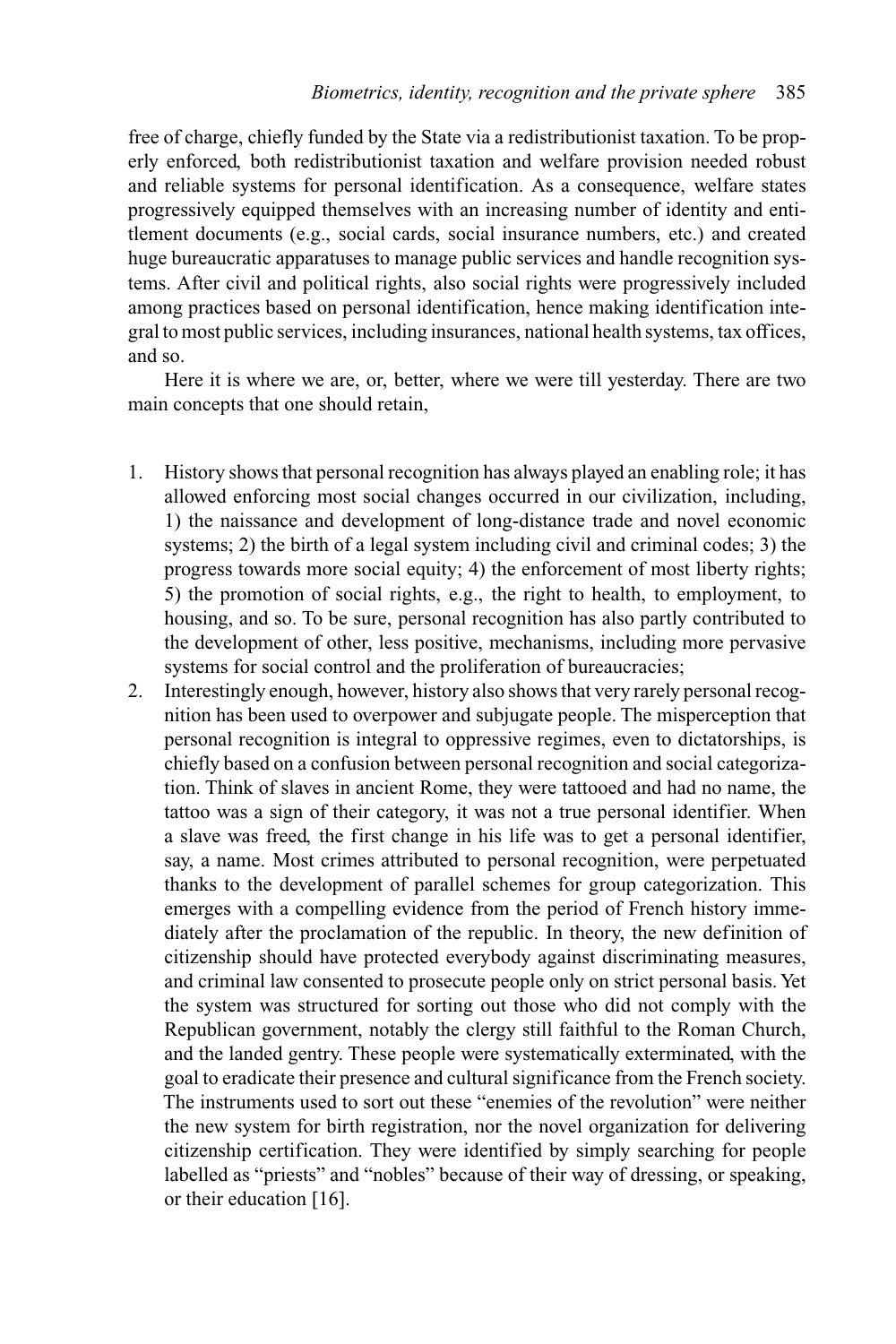free of charge, chiefly funded by the State via a redistributionist taxation. To be properly enforced, both redistributionist taxation and welfare provision needed robust and reliable systems for personal identification. As a consequence, welfare states progressively equipped themselves with an increasing number of identity and entitlement documents (e.g., social cards, social insurance numbers, etc.) and created huge bureaucratic apparatuses to manage public services and handle recognition systems. After civil and political rights, also social rights were progressively included among practices based on personal identification, hence making identification integral to most public services, including insurances, national health systems, tax offices, and so.

Here it is where we are, or, better, where we were till yesterday. There are two main concepts that one should retain,

1. History shows that personal recognition has always played an enabling role; it has allowed enforcing most social changes occurred in our civilization, including, 1) the naissance and development of long-distance trade and novel economic systems; 2) the birth of a legal system including civil and criminal codes; 3) the progress towards more social equity; 4) the enforcement of most liberty rights; 5) the promotion of social rights, e.g., the right to health, to employment, to housing, and so. To be sure, personal recognition has also partly contributed to the development of other, less positive, mechanisms, including more pervasive systems for social control and the proliferation of bureaucracies;
2. Interestingly enough, however, history also shows that very rarely personal recognition has been used to overpower and subjugate people. The misperception that personal recognition is integral to oppressive regimes, even to dictatorships, is chiefly based on a confusion between personal recognition and social categorization. Think of slaves in ancient Rome, they were tattooed and had no name, the tattoo was a sign of their category, it was not a true personal identifier. When a slave was freed, the first change in his life was to get a personal identifier, say, a name. Most crimes attributed to personal recognition, were perpetuated thanks to the development of parallel schemes for group categorization. This emerges with a compelling evidence from the period of French history immediately after the proclamation of the republic. In theory, the new definition of citizenship should have protected everybody against discriminating measures, and criminal law consented to prosecute people only on strict personal basis. Yet the system was structured for sorting out those who did not comply with the Republican government, notably the clergy still faithful to the Roman Church, and the landed gentry. These people were systematically exterminated, with the goal to eradicate their presence and cultural significance from the French society. The instruments used to sort out these "enemies of the revolution" were neither the new system for birth registration, nor the novel organization for delivering citizenship certification. They were identified by simply searching for people labelled as "priests" and "nobles" because of their way of dressing, or speaking, or their education [16].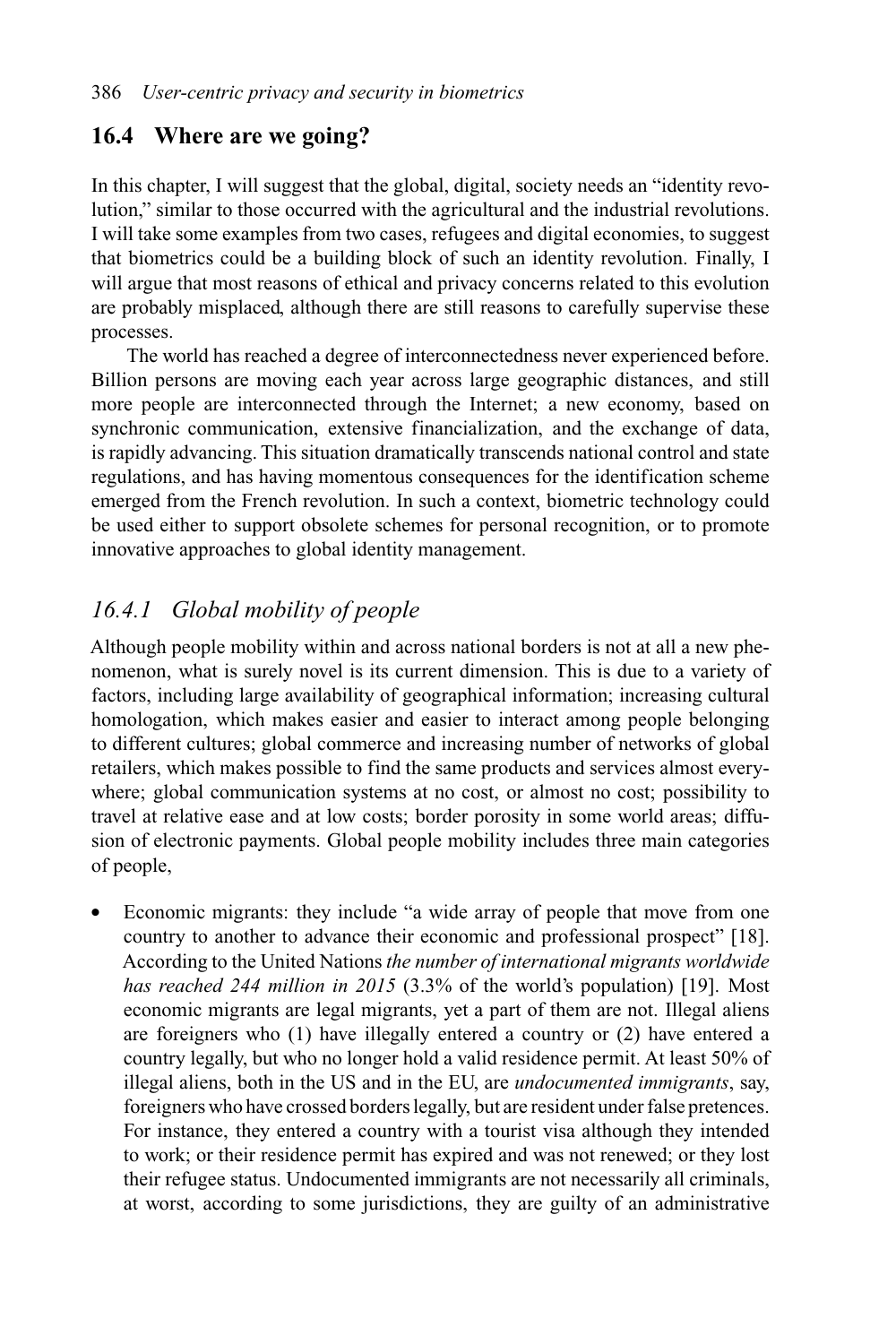## 16.4 Where are we going?

In this chapter, I will suggest that the global, digital, society needs an "identity revolution," similar to those occurred with the agricultural and the industrial revolutions. I will take some examples from two cases, refugees and digital economies, to suggest that biometrics could be a building block of such an identity revolution. Finally, I will argue that most reasons of ethical and privacy concerns related to this evolution are probably misplaced, although there are still reasons to carefully supervise these processes.

The world has reached a degree of interconnectedness never experienced before. Billion persons are moving each year across large geographic distances, and still more people are interconnected through the Internet; a new economy, based on synchronic communication, extensive financialization, and the exchange of data, is rapidly advancing. This situation dramatically transcends national control and state regulations, and has having momentous consequences for the identification scheme emerged from the French revolution. In such a context, biometric technology could be used either to support obsolete schemes for personal recognition, or to promote innovative approaches to global identity management.

### *16.4.1 Global mobility of people*

Although people mobility within and across national borders is not at all a new phenomenon, what is surely novel is its current dimension. This is due to a variety of factors, including large availability of geographical information; increasing cultural homologation, which makes easier and easier to interact among people belonging to different cultures; global commerce and increasing number of networks of global retailers, which makes possible to find the same products and services almost everywhere; global communication systems at no cost, or almost no cost; possibility to travel at relative ease and at low costs; border porosity in some world areas; diffusion of electronic payments. Global people mobility includes three main categories of people,

- Economic migrants: they include "a wide array of people that move from one country to another to advance their economic and professional prospect" [18]. According to the United Nations *the number of international migrants worldwide has reached 244 million in 2015* (3.3% of the world's population) [19]. Most economic migrants are legal migrants, yet a part of them are not. Illegal aliens are foreigners who (1) have illegally entered a country or (2) have entered a country legally, but who no longer hold a valid residence permit. At least 50% of illegal aliens, both in the US and in the EU, are *undocumented immigrants*, say, foreigners who have crossed borders legally, but are resident under false pretences. For instance, they entered a country with a tourist visa although they intended to work; or their residence permit has expired and was not renewed; or they lost their refugee status. Undocumented immigrants are not necessarily all criminals, at worst, according to some jurisdictions, they are guilty of an administrative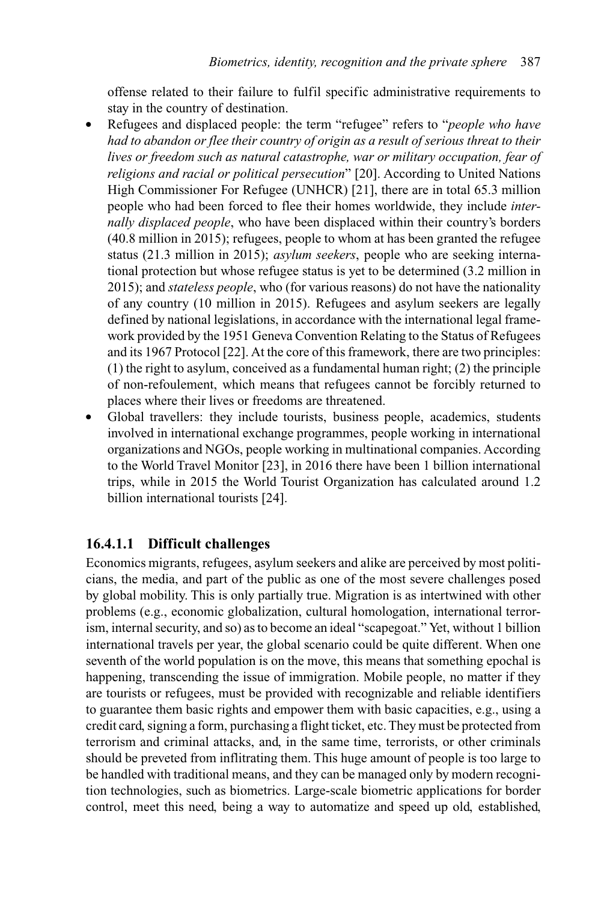offense related to their failure to fulfil specific administrative requirements to stay in the country of destination.

- Refugees and displaced people: the term "refugee" refers to "*people who have had to abandon or flee their country of origin as a result of serious threat to their lives or freedom such as natural catastrophe, war or military occupation, fear of religions and racial or political persecution*" [20]. According to United Nations High Commissioner For Refugee (UNHCR) [21], there are in total 65.3 million people who had been forced to flee their homes worldwide, they include *internally displaced people*, who have been displaced within their country's borders (40.8 million in 2015); refugees, people to whom at has been granted the refugee status (21.3 million in 2015); *asylum seekers*, people who are seeking international protection but whose refugee status is yet to be determined (3.2 million in 2015); and *stateless people*, who (for various reasons) do not have the nationality of any country (10 million in 2015). Refugees and asylum seekers are legally defined by national legislations, in accordance with the international legal framework provided by the 1951 Geneva Convention Relating to the Status of Refugees and its 1967 Protocol [22]. At the core of this framework, there are two principles: (1) the right to asylum, conceived as a fundamental human right; (2) the principle of non-refoulement, which means that refugees cannot be forcibly returned to places where their lives or freedoms are threatened.
- Global travellers: they include tourists, business people, academics, students involved in international exchange programmes, people working in international organizations and NGOs, people working in multinational companies. According to the World Travel Monitor [23], in 2016 there have been 1 billion international trips, while in 2015 the World Tourist Organization has calculated around 1.2 billion international tourists [24].

#### 16.4.1.1 Difficult challenges

Economics migrants, refugees, asylum seekers and alike are perceived by most politicians, the media, and part of the public as one of the most severe challenges posed by global mobility. This is only partially true. Migration is as intertwined with other problems (e.g., economic globalization, cultural homologation, international terrorism, internal security, and so) as to become an ideal "scapegoat." Yet, without 1 billion international travels per year, the global scenario could be quite different. When one seventh of the world population is on the move, this means that something epochal is happening, transcending the issue of immigration. Mobile people, no matter if they are tourists or refugees, must be provided with recognizable and reliable identifiers to guarantee them basic rights and empower them with basic capacities, e.g., using a credit card, signing a form, purchasing a flight ticket, etc. They must be protected from terrorism and criminal attacks, and, in the same time, terrorists, or other criminals should be preveted from inflitrating them. This huge amount of people is too large to be handled with traditional means, and they can be managed only by modern recognition technologies, such as biometrics. Large-scale biometric applications for border control, meet this need, being a way to automatize and speed up old, established,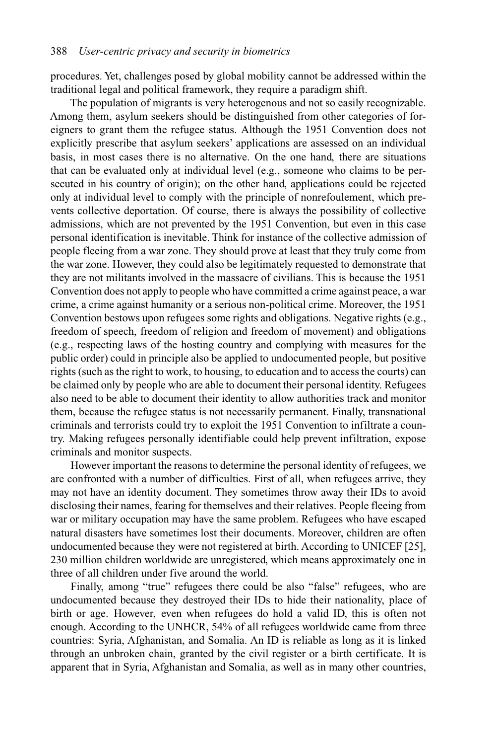procedures. Yet, challenges posed by global mobility cannot be addressed within the traditional legal and political framework, they require a paradigm shift.

The population of migrants is very heterogenous and not so easily recognizable. Among them, asylum seekers should be distinguished from other categories of foreigners to grant them the refugee status. Although the 1951 Convention does not explicitly prescribe that asylum seekers' applications are assessed on an individual basis, in most cases there is no alternative. On the one hand, there are situations that can be evaluated only at individual level (e.g., someone who claims to be persecuted in his country of origin); on the other hand, applications could be rejected only at individual level to comply with the principle of nonrefoulement, which prevents collective deportation. Of course, there is always the possibility of collective admissions, which are not prevented by the 1951 Convention, but even in this case personal identification is inevitable. Think for instance of the collective admission of people fleeing from a war zone. They should prove at least that they truly come from the war zone. However, they could also be legitimately requested to demonstrate that they are not militants involved in the massacre of civilians. This is because the 1951 Convention does not apply to people who have committed a crime against peace, a war crime, a crime against humanity or a serious non-political crime. Moreover, the 1951 Convention bestows upon refugees some rights and obligations. Negative rights (e.g., freedom of speech, freedom of religion and freedom of movement) and obligations (e.g., respecting laws of the hosting country and complying with measures for the public order) could in principle also be applied to undocumented people, but positive rights (such as the right to work, to housing, to education and to access the courts) can be claimed only by people who are able to document their personal identity. Refugees also need to be able to document their identity to allow authorities track and monitor them, because the refugee status is not necessarily permanent. Finally, transnational criminals and terrorists could try to exploit the 1951 Convention to infiltrate a country. Making refugees personally identifiable could help prevent infiltration, expose criminals and monitor suspects.

However important the reasons to determine the personal identity of refugees, we are confronted with a number of difficulties. First of all, when refugees arrive, they may not have an identity document. They sometimes throw away their IDs to avoid disclosing their names, fearing for themselves and their relatives. People fleeing from war or military occupation may have the same problem. Refugees who have escaped natural disasters have sometimes lost their documents. Moreover, children are often undocumented because they were not registered at birth. According to UNICEF [25], 230 million children worldwide are unregistered, which means approximately one in three of all children under five around the world.

Finally, among "true" refugees there could be also "false" refugees, who are undocumented because they destroyed their IDs to hide their nationality, place of birth or age. However, even when refugees do hold a valid ID, this is often not enough. According to the UNHCR, 54% of all refugees worldwide came from three countries: Syria, Afghanistan, and Somalia. An ID is reliable as long as it is linked through an unbroken chain, granted by the civil register or a birth certificate. It is apparent that in Syria, Afghanistan and Somalia, as well as in many other countries,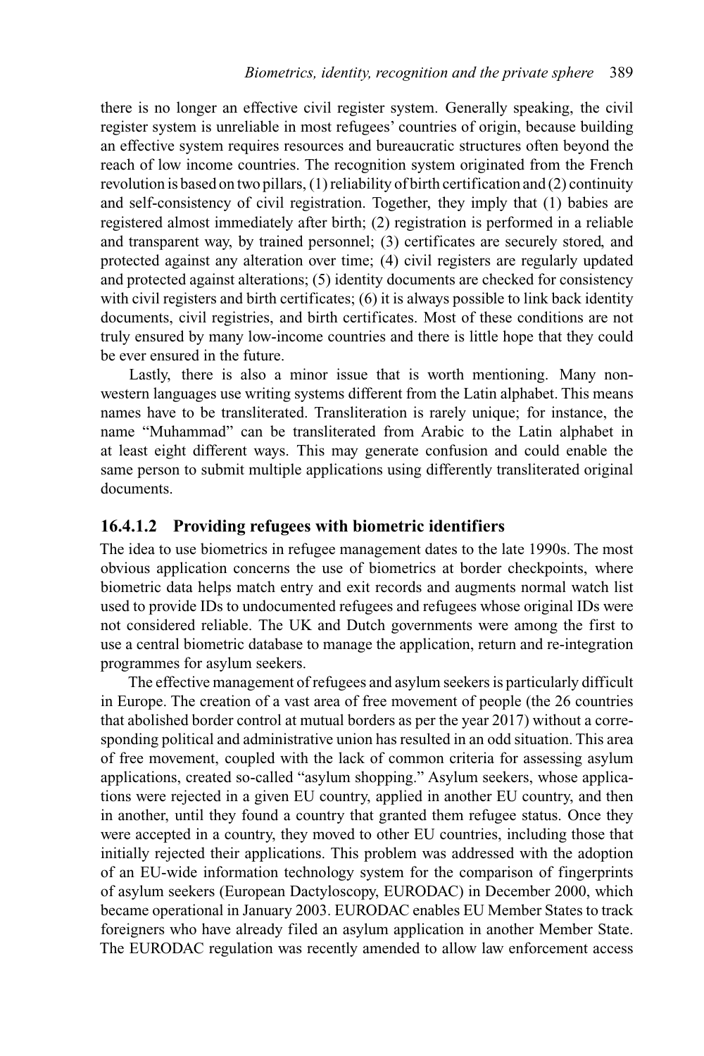there is no longer an effective civil register system. Generally speaking, the civil register system is unreliable in most refugees' countries of origin, because building an effective system requires resources and bureaucratic structures often beyond the reach of low income countries. The recognition system originated from the French revolution is based on two pillars, (1) reliability of birth certification and (2) continuity and self-consistency of civil registration. Together, they imply that (1) babies are registered almost immediately after birth; (2) registration is performed in a reliable and transparent way, by trained personnel; (3) certificates are securely stored, and protected against any alteration over time; (4) civil registers are regularly updated and protected against alterations; (5) identity documents are checked for consistency with civil registers and birth certificates; (6) it is always possible to link back identity documents, civil registries, and birth certificates. Most of these conditions are not truly ensured by many low-income countries and there is little hope that they could be ever ensured in the future.

Lastly, there is also a minor issue that is worth mentioning. Many non-western languages use writing systems different from the Latin alphabet. This means names have to be transliterated. Transliteration is rarely unique; for instance, the name "Muhammad" can be transliterated from Arabic to the Latin alphabet in at least eight different ways. This may generate confusion and could enable the same person to submit multiple applications using differently transliterated original documents.

#### 16.4.1.2 Providing refugees with biometric identifiers

The idea to use biometrics in refugee management dates to the late 1990s. The most obvious application concerns the use of biometrics at border checkpoints, where biometric data helps match entry and exit records and augments normal watch list used to provide IDs to undocumented refugees and refugees whose original IDs were not considered reliable. The UK and Dutch governments were among the first to use a central biometric database to manage the application, return and re-integration programmes for asylum seekers.

The effective management of refugees and asylum seekers is particularly difficult in Europe. The creation of a vast area of free movement of people (the 26 countries that abolished border control at mutual borders as per the year 2017) without a corresponding political and administrative union has resulted in an odd situation. This area of free movement, coupled with the lack of common criteria for assessing asylum applications, created so-called "asylum shopping." Asylum seekers, whose applications were rejected in a given EU country, applied in another EU country, and then in another, until they found a country that granted them refugee status. Once they were accepted in a country, they moved to other EU countries, including those that initially rejected their applications. This problem was addressed with the adoption of an EU-wide information technology system for the comparison of fingerprints of asylum seekers (European Dactyloscopy, EURODAC) in December 2000, which became operational in January 2003. EURODAC enables EU Member States to track foreigners who have already filed an asylum application in another Member State. The EURODAC regulation was recently amended to allow law enforcement access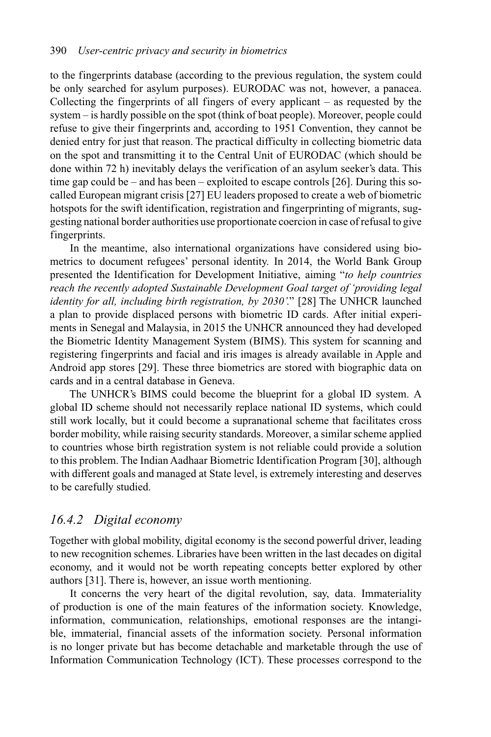to the fingerprints database (according to the previous regulation, the system could be only searched for asylum purposes). EURODAC was not, however, a panacea. Collecting the fingerprints of all fingers of every applicant – as requested by the system – is hardly possible on the spot (think of boat people). Moreover, people could refuse to give their fingerprints and, according to 1951 Convention, they cannot be denied entry for just that reason. The practical difficulty in collecting biometric data on the spot and transmitting it to the Central Unit of EURODAC (which should be done within 72 h) inevitably delays the verification of an asylum seeker's data. This time gap could be – and has been – exploited to escape controls [26]. During this so-called European migrant crisis [27] EU leaders proposed to create a web of biometric hotspots for the swift identification, registration and fingerprinting of migrants, suggesting national border authorities use proportionate coercion in case of refusal to give fingerprints.

In the meantime, also international organizations have considered using biometrics to document refugees' personal identity. In 2014, the World Bank Group presented the Identification for Development Initiative, aiming "*to help countries reach the recently adopted Sustainable Development Goal target of 'providing legal identity for all, including birth registration, by 2030'.*" [28] The UNHCR launched a plan to provide displaced persons with biometric ID cards. After initial experiments in Senegal and Malaysia, in 2015 the UNHCR announced they had developed the Biometric Identity Management System (BIMS). This system for scanning and registering fingerprints and facial and iris images is already available in Apple and Android app stores [29]. These three biometrics are stored with biographic data on cards and in a central database in Geneva.

The UNHCR's BIMS could become the blueprint for a global ID system. A global ID scheme should not necessarily replace national ID systems, which could still work locally, but it could become a supranational scheme that facilitates cross border mobility, while raising security standards. Moreover, a similar scheme applied to countries whose birth registration system is not reliable could provide a solution to this problem. The Indian Aadhaar Biometric Identification Program [30], although with different goals and managed at State level, is extremely interesting and deserves to be carefully studied.

### *16.4.2 Digital economy*

Together with global mobility, digital economy is the second powerful driver, leading to new recognition schemes. Libraries have been written in the last decades on digital economy, and it would not be worth repeating concepts better explored by other authors [31]. There is, however, an issue worth mentioning.

It concerns the very heart of the digital revolution, say, data. Immateriality of production is one of the main features of the information society. Knowledge, information, communication, relationships, emotional responses are the intangible, immaterial, financial assets of the information society. Personal information is no longer private but has become detachable and marketable through the use of Information Communication Technology (ICT). These processes correspond to the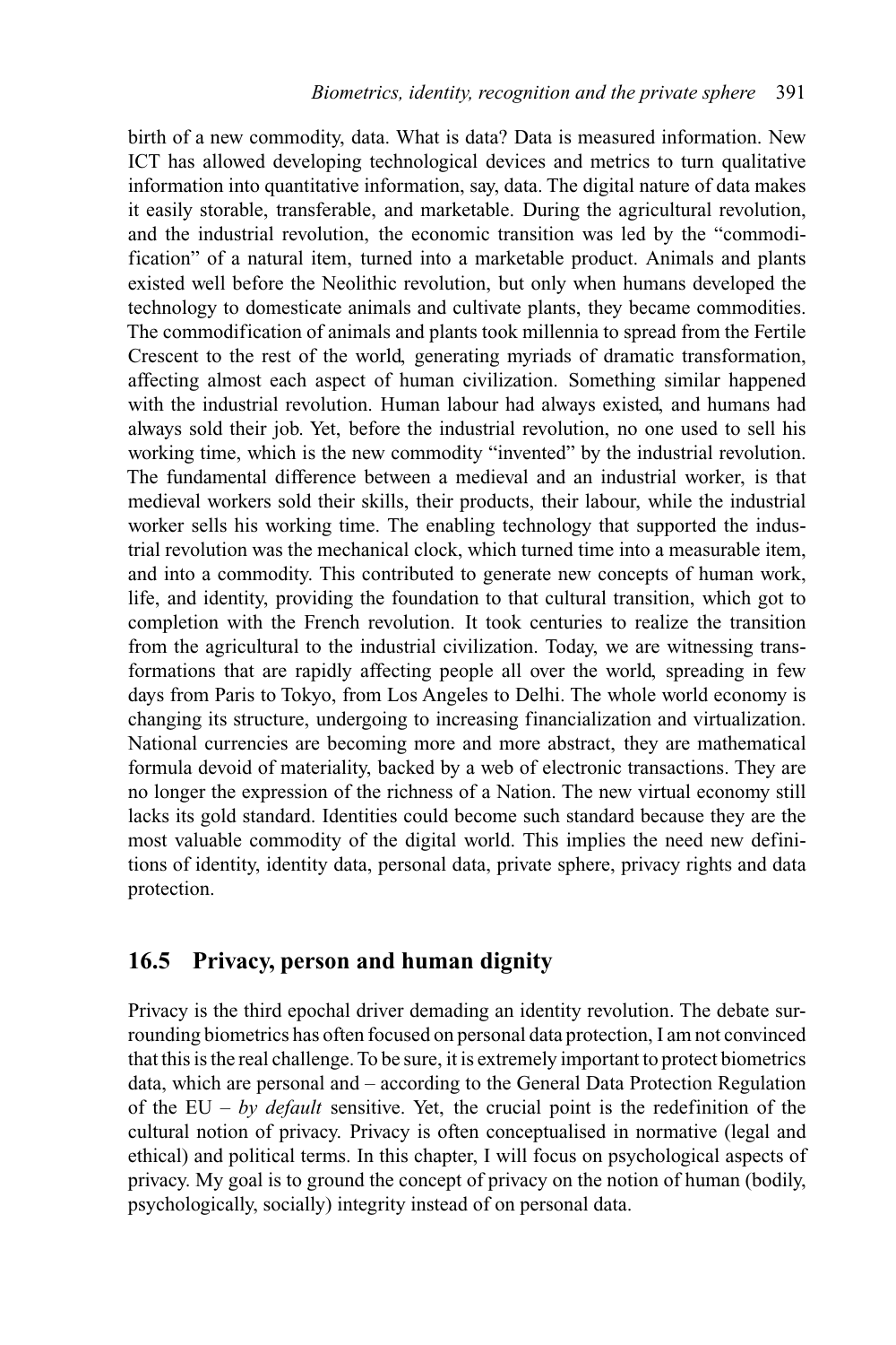birth of a new commodity, data. What is data? Data is measured information. New ICT has allowed developing technological devices and metrics to turn qualitative information into quantitative information, say, data. The digital nature of data makes it easily storable, transferable, and marketable. During the agricultural revolution, and the industrial revolution, the economic transition was led by the "commodification" of a natural item, turned into a marketable product. Animals and plants existed well before the Neolithic revolution, but only when humans developed the technology to domesticate animals and cultivate plants, they became commodities. The commodification of animals and plants took millennia to spread from the Fertile Crescent to the rest of the world, generating myriads of dramatic transformation, affecting almost each aspect of human civilization. Something similar happened with the industrial revolution. Human labour had always existed, and humans had always sold their job. Yet, before the industrial revolution, no one used to sell his working time, which is the new commodity "invented" by the industrial revolution. The fundamental difference between a medieval and an industrial worker, is that medieval workers sold their skills, their products, their labour, while the industrial worker sells his working time. The enabling technology that supported the industrial revolution was the mechanical clock, which turned time into a measurable item, and into a commodity. This contributed to generate new concepts of human work, life, and identity, providing the foundation to that cultural transition, which got to completion with the French revolution. It took centuries to realize the transition from the agricultural to the industrial civilization. Today, we are witnessing transformations that are rapidly affecting people all over the world, spreading in few days from Paris to Tokyo, from Los Angeles to Delhi. The whole world economy is changing its structure, undergoing to increasing financialization and virtualization. National currencies are becoming more and more abstract, they are mathematical formula devoid of materiality, backed by a web of electronic transactions. They are no longer the expression of the richness of a Nation. The new virtual economy still lacks its gold standard. Identities could become such standard because they are the most valuable commodity of the digital world. This implies the need new definitions of identity, identity data, personal data, private sphere, privacy rights and data protection.

## 16.5 Privacy, person and human dignity

Privacy is the third epochal driver demading an identity revolution. The debate surrounding biometrics has often focused on personal data protection, I am not convinced that this is the real challenge. To be sure, it is extremely important to protect biometrics data, which are personal and – according to the General Data Protection Regulation of the EU – *by default* sensitive. Yet, the crucial point is the redefinition of the cultural notion of privacy. Privacy is often conceptualised in normative (legal and ethical) and political terms. In this chapter, I will focus on psychological aspects of privacy. My goal is to ground the concept of privacy on the notion of human (bodily, psychologically, socially) integrity instead of on personal data.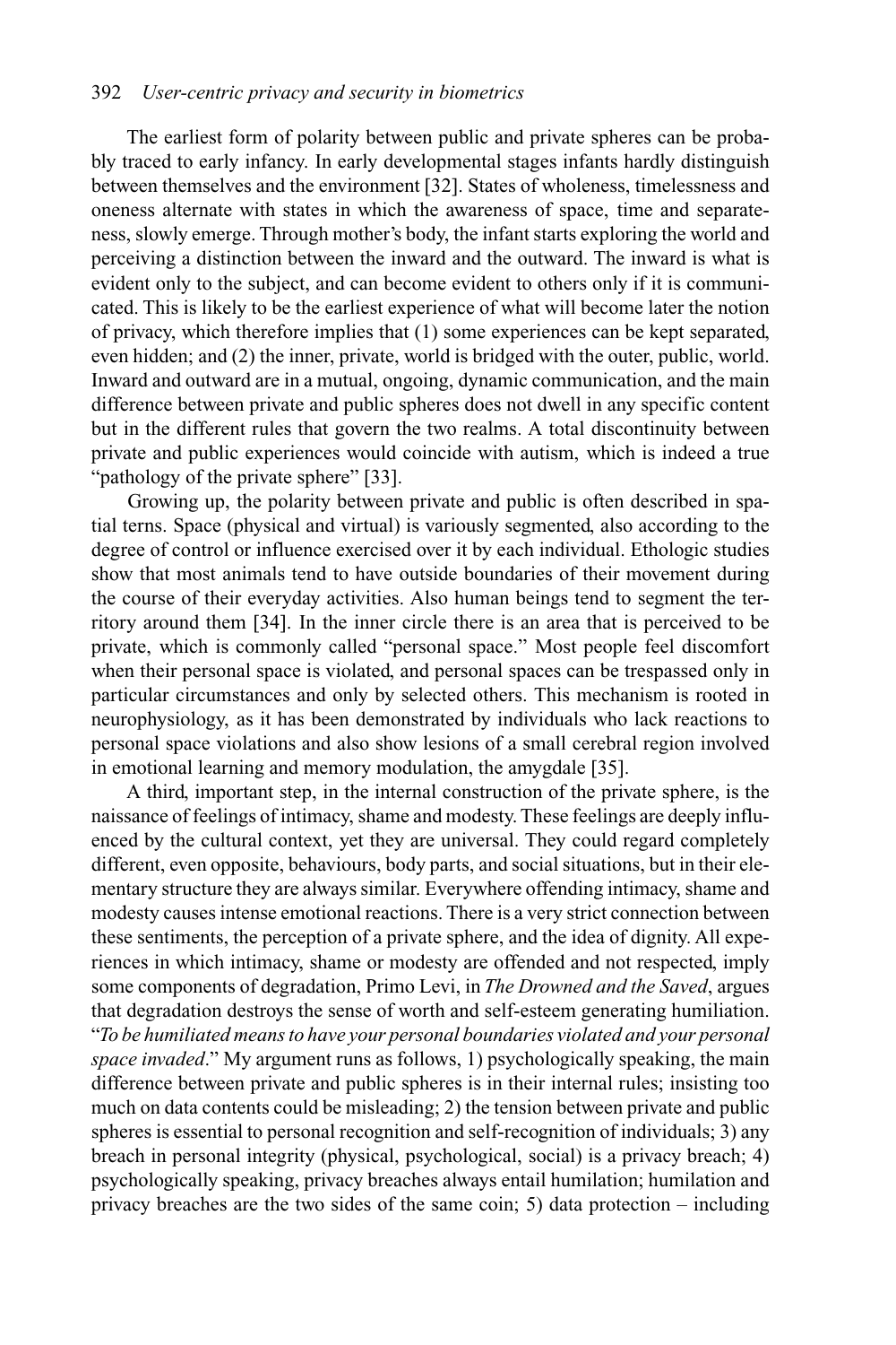The earliest form of polarity between public and private spheres can be probably traced to early infancy. In early developmental stages infants hardly distinguish between themselves and the environment [32]. States of wholeness, timelessness and oneness alternate with states in which the awareness of space, time and separateness, slowly emerge. Through mother's body, the infant starts exploring the world and perceiving a distinction between the inward and the outward. The inward is what is evident only to the subject, and can become evident to others only if it is communicated. This is likely to be the earliest experience of what will become later the notion of privacy, which therefore implies that (1) some experiences can be kept separated, even hidden; and (2) the inner, private, world is bridged with the outer, public, world. Inward and outward are in a mutual, ongoing, dynamic communication, and the main difference between private and public spheres does not dwell in any specific content but in the different rules that govern the two realms. A total discontinuity between private and public experiences would coincide with autism, which is indeed a true "pathology of the private sphere" [33].

Growing up, the polarity between private and public is often described in spatial terns. Space (physical and virtual) is variously segmented, also according to the degree of control or influence exercised over it by each individual. Ethologic studies show that most animals tend to have outside boundaries of their movement during the course of their everyday activities. Also human beings tend to segment the territory around them [34]. In the inner circle there is an area that is perceived to be private, which is commonly called "personal space." Most people feel discomfort when their personal space is violated, and personal spaces can be trespassed only in particular circumstances and only by selected others. This mechanism is rooted in neurophysiology, as it has been demonstrated by individuals who lack reactions to personal space violations and also show lesions of a small cerebral region involved in emotional learning and memory modulation, the amygdale [35].

A third, important step, in the internal construction of the private sphere, is the naissance of feelings of intimacy, shame and modesty. These feelings are deeply influenced by the cultural context, yet they are universal. They could regard completely different, even opposite, behaviours, body parts, and social situations, but in their elementary structure they are always similar. Everywhere offending intimacy, shame and modesty causes intense emotional reactions. There is a very strict connection between these sentiments, the perception of a private sphere, and the idea of dignity. All experiences in which intimacy, shame or modesty are offended and not respected, imply some components of degradation, Primo Levi, in *The Drowned and the Saved*, argues that degradation destroys the sense of worth and self-esteem generating humiliation. "*To be humiliated means to have your personal boundaries violated and your personal space invaded*." My argument runs as follows, 1) psychologically speaking, the main difference between private and public spheres is in their internal rules; insisting too much on data contents could be misleading; 2) the tension between private and public spheres is essential to personal recognition and self-recognition of individuals; 3) any breach in personal integrity (physical, psychological, social) is a privacy breach; 4) psychologically speaking, privacy breaches always entail humilation; humilation and privacy breaches are the two sides of the same coin; 5) data protection – including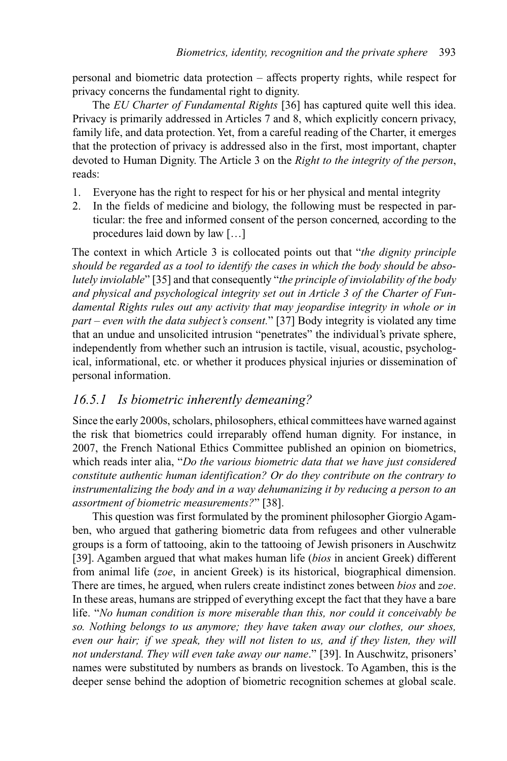personal and biometric data protection – affects property rights, while respect for privacy concerns the fundamental right to dignity.

The *EU Charter of Fundamental Rights* [36] has captured quite well this idea. Privacy is primarily addressed in Articles 7 and 8, which explicitly concern privacy, family life, and data protection. Yet, from a careful reading of the Charter, it emerges that the protection of privacy is addressed also in the first, most important, chapter devoted to Human Dignity. The Article 3 on the *Right to the integrity of the person*, reads:

1. Everyone has the right to respect for his or her physical and mental integrity
2. In the fields of medicine and biology, the following must be respected in particular: the free and informed consent of the person concerned, according to the procedures laid down by law […]

The context in which Article 3 is collocated points out that "*the dignity principle should be regarded as a tool to identify the cases in which the body should be absolutely inviolable*" [35] and that consequently "*the principle of inviolability of the body and physical and psychological integrity set out in Article 3 of the Charter of Fundamental Rights rules out any activity that may jeopardise integrity in whole or in part – even with the data subject's consent.*" [37] Body integrity is violated any time that an undue and unsolicited intrusion "penetrates" the individual's private sphere, independently from whether such an intrusion is tactile, visual, acoustic, psychological, informational, etc. or whether it produces physical injuries or dissemination of personal information.

### *16.5.1 Is biometric inherently demeaning?*

Since the early 2000s, scholars, philosophers, ethical committees have warned against the risk that biometrics could irreparably offend human dignity. For instance, in 2007, the French National Ethics Committee published an opinion on biometrics, which reads inter alia, "*Do the various biometric data that we have just considered constitute authentic human identification? Or do they contribute on the contrary to instrumentalizing the body and in a way dehumanizing it by reducing a person to an assortment of biometric measurements?*" [38].

This question was first formulated by the prominent philosopher Giorgio Agamben, who argued that gathering biometric data from refugees and other vulnerable groups is a form of tattooing, akin to the tattooing of Jewish prisoners in Auschwitz [39]. Agamben argued that what makes human life (*bios* in ancient Greek) different from animal life (*zoe*, in ancient Greek) is its historical, biographical dimension. There are times, he argued, when rulers create indistinct zones between *bios* and *zoe*. In these areas, humans are stripped of everything except the fact that they have a bare life. "*No human condition is more miserable than this, nor could it conceivably be so. Nothing belongs to us anymore; they have taken away our clothes, our shoes, even our hair; if we speak, they will not listen to us, and if they listen, they will not understand. They will even take away our name*." [39]. In Auschwitz, prisoners' names were substituted by numbers as brands on livestock. To Agamben, this is the deeper sense behind the adoption of biometric recognition schemes at global scale.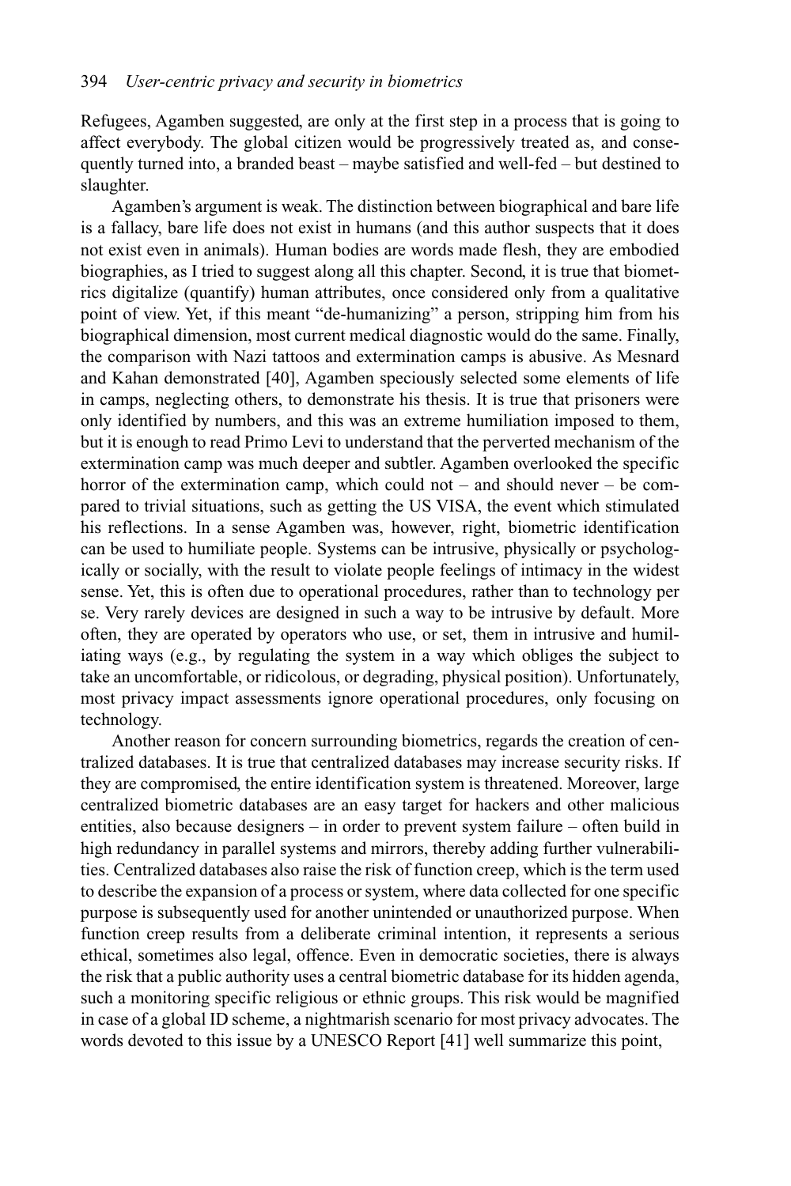Refugees, Agamben suggested, are only at the first step in a process that is going to affect everybody. The global citizen would be progressively treated as, and consequently turned into, a branded beast – maybe satisfied and well-fed – but destined to slaughter.

Agamben's argument is weak. The distinction between biographical and bare life is a fallacy, bare life does not exist in humans (and this author suspects that it does not exist even in animals). Human bodies are words made flesh, they are embodied biographies, as I tried to suggest along all this chapter. Second, it is true that biometrics digitalize (quantify) human attributes, once considered only from a qualitative point of view. Yet, if this meant "de-humanizing" a person, stripping him from his biographical dimension, most current medical diagnostic would do the same. Finally, the comparison with Nazi tattoos and extermination camps is abusive. As Mesnard and Kahan demonstrated [40], Agamben speciously selected some elements of life in camps, neglecting others, to demonstrate his thesis. It is true that prisoners were only identified by numbers, and this was an extreme humiliation imposed to them, but it is enough to read Primo Levi to understand that the perverted mechanism of the extermination camp was much deeper and subtler. Agamben overlooked the specific horror of the extermination camp, which could not – and should never – be compared to trivial situations, such as getting the US VISA, the event which stimulated his reflections. In a sense Agamben was, however, right, biometric identification can be used to humiliate people. Systems can be intrusive, physically or psychologically or socially, with the result to violate people feelings of intimacy in the widest sense. Yet, this is often due to operational procedures, rather than to technology per se. Very rarely devices are designed in such a way to be intrusive by default. More often, they are operated by operators who use, or set, them in intrusive and humiliating ways (e.g., by regulating the system in a way which obliges the subject to take an uncomfortable, or ridicolous, or degrading, physical position). Unfortunately, most privacy impact assessments ignore operational procedures, only focusing on technology.

Another reason for concern surrounding biometrics, regards the creation of centralized databases. It is true that centralized databases may increase security risks. If they are compromised, the entire identification system is threatened. Moreover, large centralized biometric databases are an easy target for hackers and other malicious entities, also because designers – in order to prevent system failure – often build in high redundancy in parallel systems and mirrors, thereby adding further vulnerabilities. Centralized databases also raise the risk of function creep, which is the term used to describe the expansion of a process or system, where data collected for one specific purpose is subsequently used for another unintended or unauthorized purpose. When function creep results from a deliberate criminal intention, it represents a serious ethical, sometimes also legal, offence. Even in democratic societies, there is always the risk that a public authority uses a central biometric database for its hidden agenda, such a monitoring specific religious or ethnic groups. This risk would be magnified in case of a global ID scheme, a nightmarish scenario for most privacy advocates. The words devoted to this issue by a UNESCO Report [41] well summarize this point,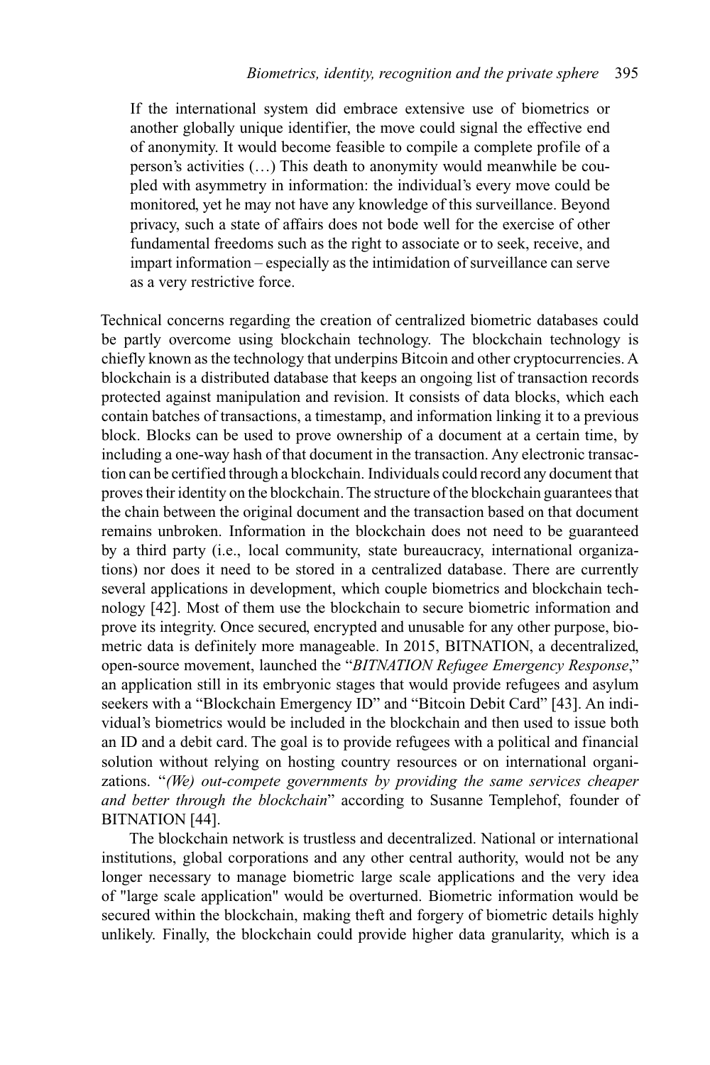> If the international system did embrace extensive use of biometrics or another globally unique identifier, the move could signal the effective end of anonymity. It would become feasible to compile a complete profile of a person's activities (…) This death to anonymity would meanwhile be coupled with asymmetry in information: the individual's every move could be monitored, yet he may not have any knowledge of this surveillance. Beyond privacy, such a state of affairs does not bode well for the exercise of other fundamental freedoms such as the right to associate or to seek, receive, and impart information – especially as the intimidation of surveillance can serve as a very restrictive force.

Technical concerns regarding the creation of centralized biometric databases could be partly overcome using blockchain technology. The blockchain technology is chiefly known as the technology that underpins Bitcoin and other cryptocurrencies. A blockchain is a distributed database that keeps an ongoing list of transaction records protected against manipulation and revision. It consists of data blocks, which each contain batches of transactions, a timestamp, and information linking it to a previous block. Blocks can be used to prove ownership of a document at a certain time, by including a one-way hash of that document in the transaction. Any electronic transaction can be certified through a blockchain. Individuals could record any document that proves their identity on the blockchain. The structure of the blockchain guarantees that the chain between the original document and the transaction based on that document remains unbroken. Information in the blockchain does not need to be guaranteed by a third party (i.e., local community, state bureaucracy, international organizations) nor does it need to be stored in a centralized database. There are currently several applications in development, which couple biometrics and blockchain technology [42]. Most of them use the blockchain to secure biometric information and prove its integrity. Once secured, encrypted and unusable for any other purpose, biometric data is definitely more manageable. In 2015, BITNATION, a decentralized, open-source movement, launched the "*BITNATION Refugee Emergency Response*," an application still in its embryonic stages that would provide refugees and asylum seekers with a "Blockchain Emergency ID" and "Bitcoin Debit Card" [43]. An individual's biometrics would be included in the blockchain and then used to issue both an ID and a debit card. The goal is to provide refugees with a political and financial solution without relying on hosting country resources or on international organizations. "*(We) out-compete governments by providing the same services cheaper and better through the blockchain*" according to Susanne Templehof, founder of BITNATION [44].

The blockchain network is trustless and decentralized. National or international institutions, global corporations and any other central authority, would not be any longer necessary to manage biometric large scale applications and the very idea of "large scale application" would be overturned. Biometric information would be secured within the blockchain, making theft and forgery of biometric details highly unlikely. Finally, the blockchain could provide higher data granularity, which is a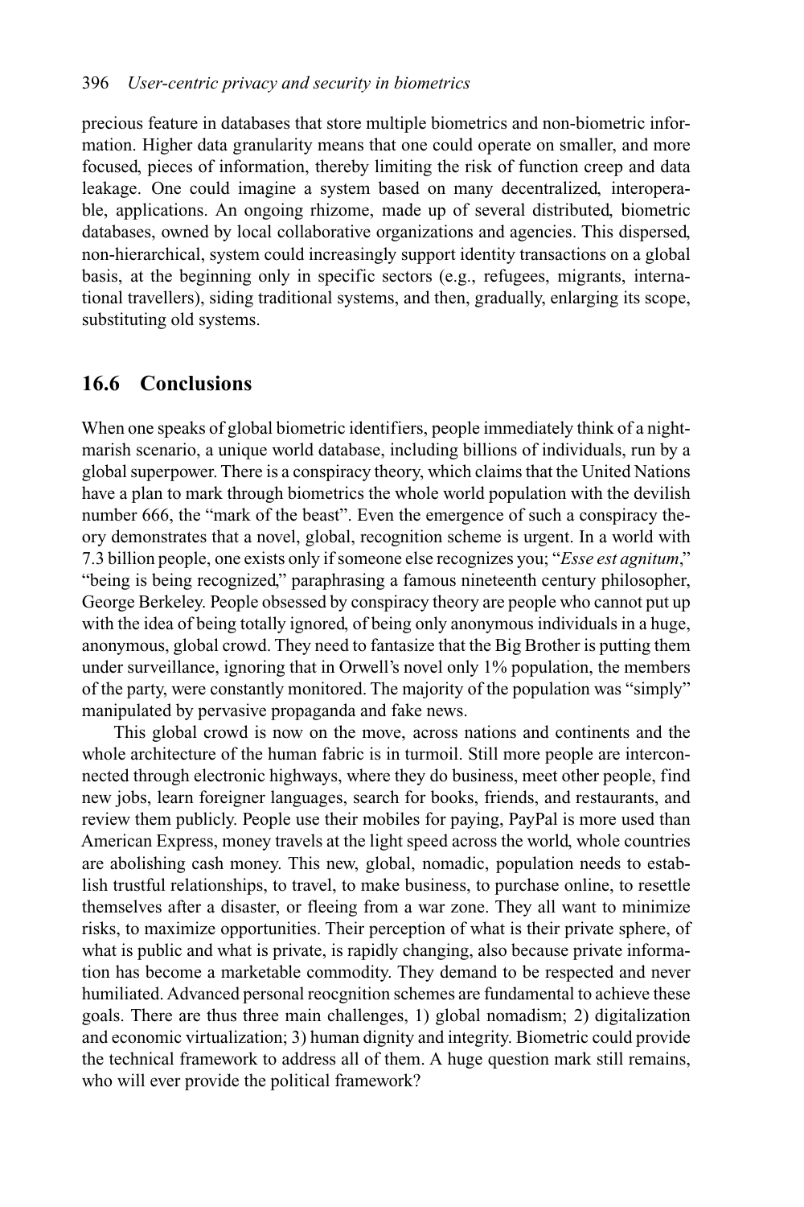precious feature in databases that store multiple biometrics and non-biometric information. Higher data granularity means that one could operate on smaller, and more focused, pieces of information, thereby limiting the risk of function creep and data leakage. One could imagine a system based on many decentralized, interoperable, applications. An ongoing rhizome, made up of several distributed, biometric databases, owned by local collaborative organizations and agencies. This dispersed, non-hierarchical, system could increasingly support identity transactions on a global basis, at the beginning only in specific sectors (e.g., refugees, migrants, international travellers), siding traditional systems, and then, gradually, enlarging its scope, substituting old systems.

## 16.6 Conclusions

When one speaks of global biometric identifiers, people immediately think of a nightmarish scenario, a unique world database, including billions of individuals, run by a global superpower. There is a conspiracy theory, which claims that the United Nations have a plan to mark through biometrics the whole world population with the devilish number 666, the "mark of the beast". Even the emergence of such a conspiracy theory demonstrates that a novel, global, recognition scheme is urgent. In a world with 7.3 billion people, one exists only if someone else recognizes you; "*Esse est agnitum*," "being is being recognized," paraphrasing a famous nineteenth century philosopher, George Berkeley. People obsessed by conspiracy theory are people who cannot put up with the idea of being totally ignored, of being only anonymous individuals in a huge, anonymous, global crowd. They need to fantasize that the Big Brother is putting them under surveillance, ignoring that in Orwell's novel only 1% population, the members of the party, were constantly monitored. The majority of the population was "simply" manipulated by pervasive propaganda and fake news.

This global crowd is now on the move, across nations and continents and the whole architecture of the human fabric is in turmoil. Still more people are interconnected through electronic highways, where they do business, meet other people, find new jobs, learn foreigner languages, search for books, friends, and restaurants, and review them publicly. People use their mobiles for paying, PayPal is more used than American Express, money travels at the light speed across the world, whole countries are abolishing cash money. This new, global, nomadic, population needs to establish trustful relationships, to travel, to make business, to purchase online, to resettle themselves after a disaster, or fleeing from a war zone. They all want to minimize risks, to maximize opportunities. Their perception of what is their private sphere, of what is public and what is private, is rapidly changing, also because private information has become a marketable commodity. They demand to be respected and never humiliated. Advanced personal reocgnition schemes are fundamental to achieve these goals. There are thus three main challenges, 1) global nomadism; 2) digitalization and economic virtualization; 3) human dignity and integrity. Biometric could provide the technical framework to address all of them. A huge question mark still remains, who will ever provide the political framework?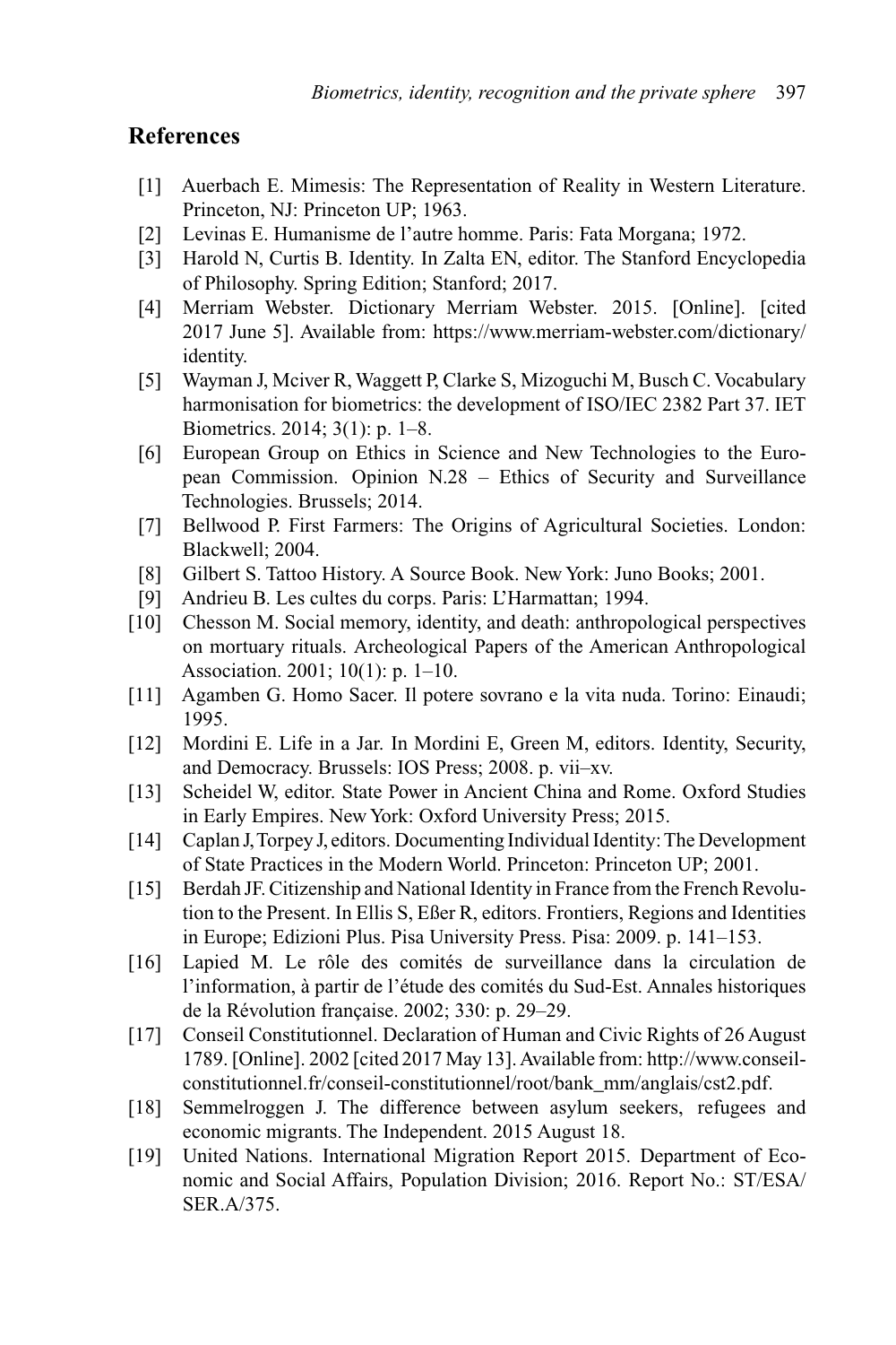## References

[1] Auerbach E. Mimesis: The Representation of Reality in Western Literature. Princeton, NJ: Princeton UP; 1963.

[2] Levinas E. Humanisme de l'autre homme. Paris: Fata Morgana; 1972.

[3] Harold N, Curtis B. Identity. In Zalta EN, editor. The Stanford Encyclopedia of Philosophy. Spring Edition; Stanford; 2017.

[4] Merriam Webster. Dictionary Merriam Webster. 2015. [Online]. [cited 2017 June 5]. Available from: https://www.merriam-webster.com/dictionary/identity.

[5] Wayman J, Mciver R, Waggett P, Clarke S, Mizoguchi M, Busch C. Vocabulary harmonisation for biometrics: the development of ISO/IEC 2382 Part 37. IET Biometrics. 2014; 3(1): p. 1–8.

[6] European Group on Ethics in Science and New Technologies to the European Commission. Opinion N.28 – Ethics of Security and Surveillance Technologies. Brussels; 2014.

[7] Bellwood P. First Farmers: The Origins of Agricultural Societies. London: Blackwell; 2004.

[8] Gilbert S. Tattoo History. A Source Book. New York: Juno Books; 2001.

[9] Andrieu B. Les cultes du corps. Paris: L'Harmattan; 1994.

[10] Chesson M. Social memory, identity, and death: anthropological perspectives on mortuary rituals. Archeological Papers of the American Anthropological Association. 2001; 10(1): p. 1–10.

[11] Agamben G. Homo Sacer. Il potere sovrano e la vita nuda. Torino: Einaudi; 1995.

[12] Mordini E. Life in a Jar. In Mordini E, Green M, editors. Identity, Security, and Democracy. Brussels: IOS Press; 2008. p. vii–xv.

[13] Scheidel W, editor. State Power in Ancient China and Rome. Oxford Studies in Early Empires. New York: Oxford University Press; 2015.

[14] Caplan J, Torpey J, editors. Documenting Individual Identity: The Development of State Practices in the Modern World. Princeton: Princeton UP; 2001.

[15] Berdah JF. Citizenship and National Identity in France from the French Revolution to the Present. In Ellis S, Eßer R, editors. Frontiers, Regions and Identities in Europe; Edizioni Plus. Pisa University Press. Pisa: 2009. p. 141–153.

[16] Lapied M. Le rôle des comités de surveillance dans la circulation de l'information, à partir de l'étude des comités du Sud-Est. Annales historiques de la Révolution française. 2002; 330: p. 29–29.

[17] Conseil Constitutionnel. Declaration of Human and Civic Rights of 26 August 1789. [Online]. 2002 [cited 2017 May 13]. Available from: http://www.conseil-constitutionnel.fr/conseil-constitutionnel/root/bank_mm/anglais/cst2.pdf.

[18] Semmelroggen J. The difference between asylum seekers, refugees and economic migrants. The Independent. 2015 August 18.

[19] United Nations. International Migration Report 2015. Department of Economic and Social Affairs, Population Division; 2016. Report No.: ST/ESA/SER.A/375.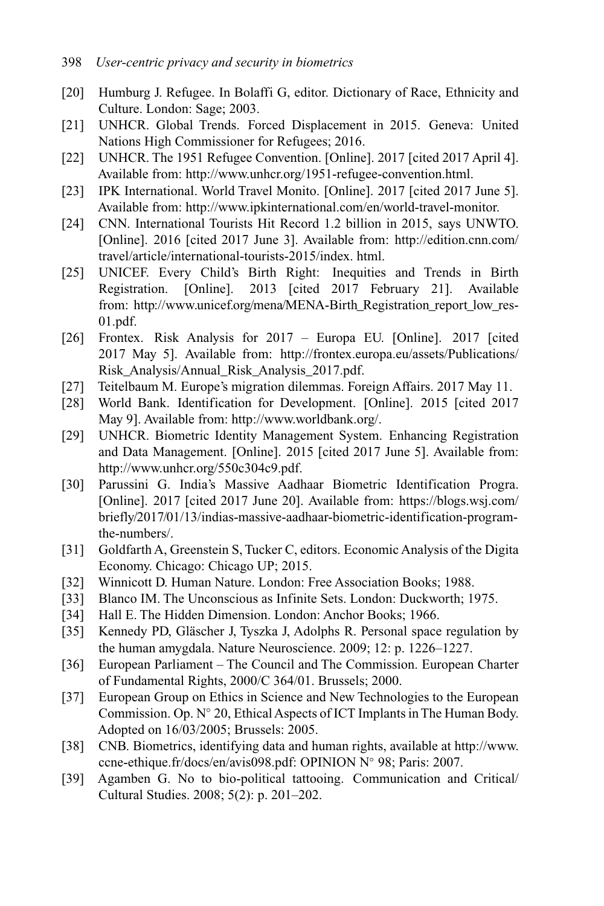[20] Humburg J. Refugee. In Bolaffi G, editor. Dictionary of Race, Ethnicity and Culture. London: Sage; 2003.

[21] UNHCR. Global Trends. Forced Displacement in 2015. Geneva: United Nations High Commissioner for Refugees; 2016.

[22] UNHCR. The 1951 Refugee Convention. [Online]. 2017 [cited 2017 April 4]. Available from: http://www.unhcr.org/1951-refugee-convention.html.

[23] IPK International. World Travel Monito. [Online]. 2017 [cited 2017 June 5]. Available from: http://www.ipkinternational.com/en/world-travel-monitor.

[24] CNN. International Tourists Hit Record 1.2 billion in 2015, says UNWTO. [Online]. 2016 [cited 2017 June 3]. Available from: http://edition.cnn.com/travel/article/international-tourists-2015/index. html.

[25] UNICEF. Every Child's Birth Right: Inequities and Trends in Birth Registration. [Online]. 2013 [cited 2017 February 21]. Available from: http://www.unicef.org/mena/MENA-Birth_Registration_report_low_res-01.pdf.

[26] Frontex. Risk Analysis for 2017 – Europa EU. [Online]. 2017 [cited 2017 May 5]. Available from: http://frontex.europa.eu/assets/Publications/Risk_Analysis/Annual_Risk_Analysis_2017.pdf.

[27] Teitelbaum M. Europe's migration dilemmas. Foreign Affairs. 2017 May 11.

[28] World Bank. Identification for Development. [Online]. 2015 [cited 2017 May 9]. Available from: http://www.worldbank.org/.

[29] UNHCR. Biometric Identity Management System. Enhancing Registration and Data Management. [Online]. 2015 [cited 2017 June 5]. Available from: http://www.unhcr.org/550c304c9.pdf.

[30] Parussini G. India's Massive Aadhaar Biometric Identification Progra. [Online]. 2017 [cited 2017 June 20]. Available from: https://blogs.wsj.com/briefly/2017/01/13/indias-massive-aadhaar-biometric-identification-program-the-numbers/.

[31] Goldfarth A, Greenstein S, Tucker C, editors. Economic Analysis of the Digita Economy. Chicago: Chicago UP; 2015.

[32] Winnicott D. Human Nature. London: Free Association Books; 1988.

[33] Blanco IM. The Unconscious as Infinite Sets. London: Duckworth; 1975.

[34] Hall E. The Hidden Dimension. London: Anchor Books; 1966.

[35] Kennedy PD, Gläscher J, Tyszka J, Adolphs R. Personal space regulation by the human amygdala. Nature Neuroscience. 2009; 12: p. 1226–1227.

[36] European Parliament – The Council and The Commission. European Charter of Fundamental Rights, 2000/C 364/01. Brussels; 2000.

[37] European Group on Ethics in Science and New Technologies to the European Commission. Op. N° 20, Ethical Aspects of ICT Implants in The Human Body. Adopted on 16/03/2005; Brussels: 2005.

[38] CNB. Biometrics, identifying data and human rights, available at http://www.ccne-ethique.fr/docs/en/avis098.pdf: OPINION N° 98; Paris: 2007.

[39] Agamben G. No to bio-political tattooing. Communication and Critical/Cultural Studies. 2008; 5(2): p. 201–202.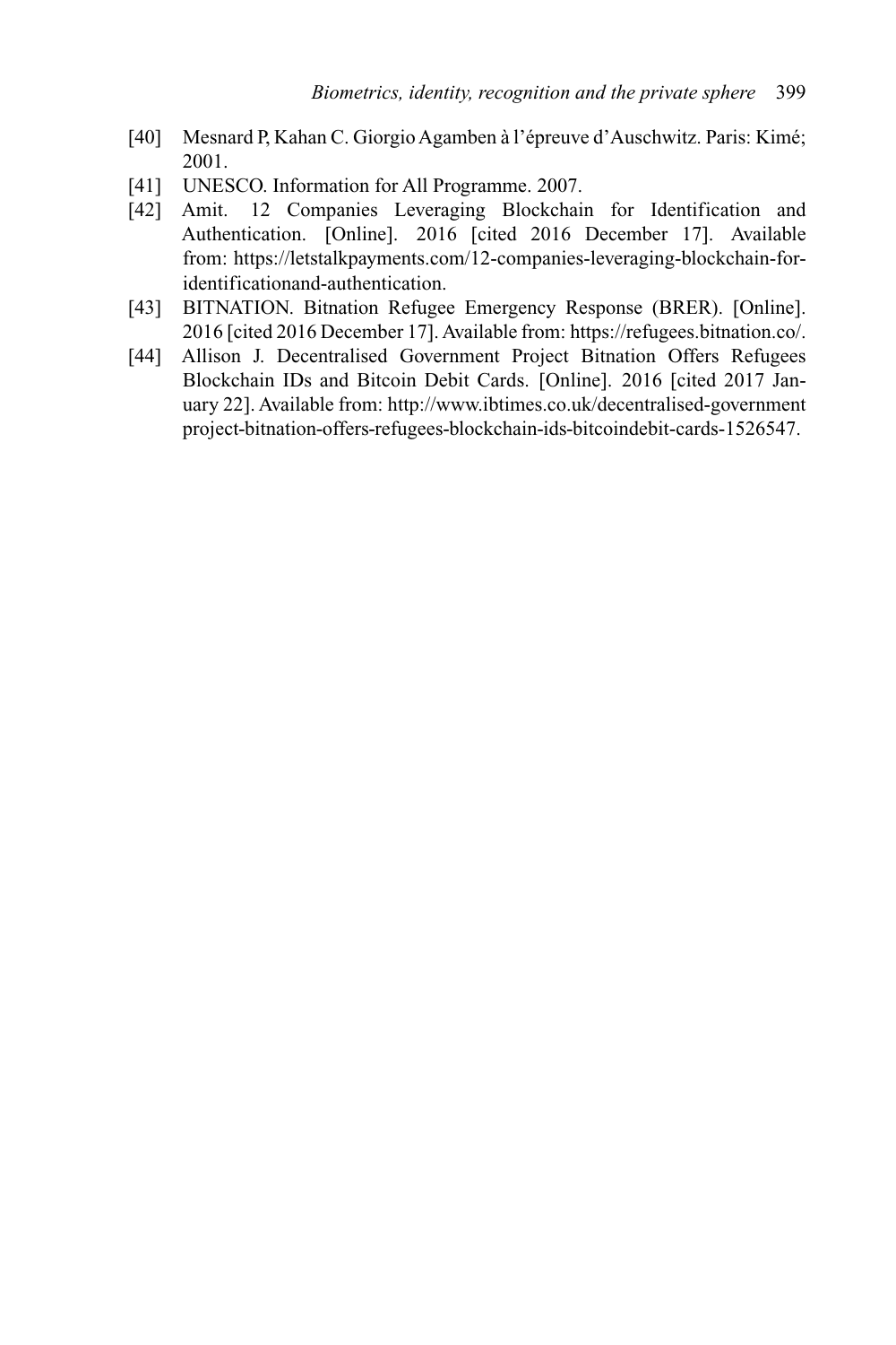[40] Mesnard P, Kahan C. Giorgio Agamben à l'épreuve d'Auschwitz. Paris: Kimé; 2001.

[41] UNESCO. Information for All Programme. 2007.

[42] Amit. 12 Companies Leveraging Blockchain for Identification and Authentication. [Online]. 2016 [cited 2016 December 17]. Available from: https://letstalkpayments.com/12-companies-leveraging-blockchain-for-identificationand-authentication.

[43] BITNATION. Bitnation Refugee Emergency Response (BRER). [Online]. 2016 [cited 2016 December 17]. Available from: https://refugees.bitnation.co/.

[44] Allison J. Decentralised Government Project Bitnation Offers Refugees Blockchain IDs and Bitcoin Debit Cards. [Online]. 2016 [cited 2017 January 22]. Available from: http://www.ibtimes.co.uk/decentralised-government project-bitnation-offers-refugees-blockchain-ids-bitcoindebit-cards-1526547.